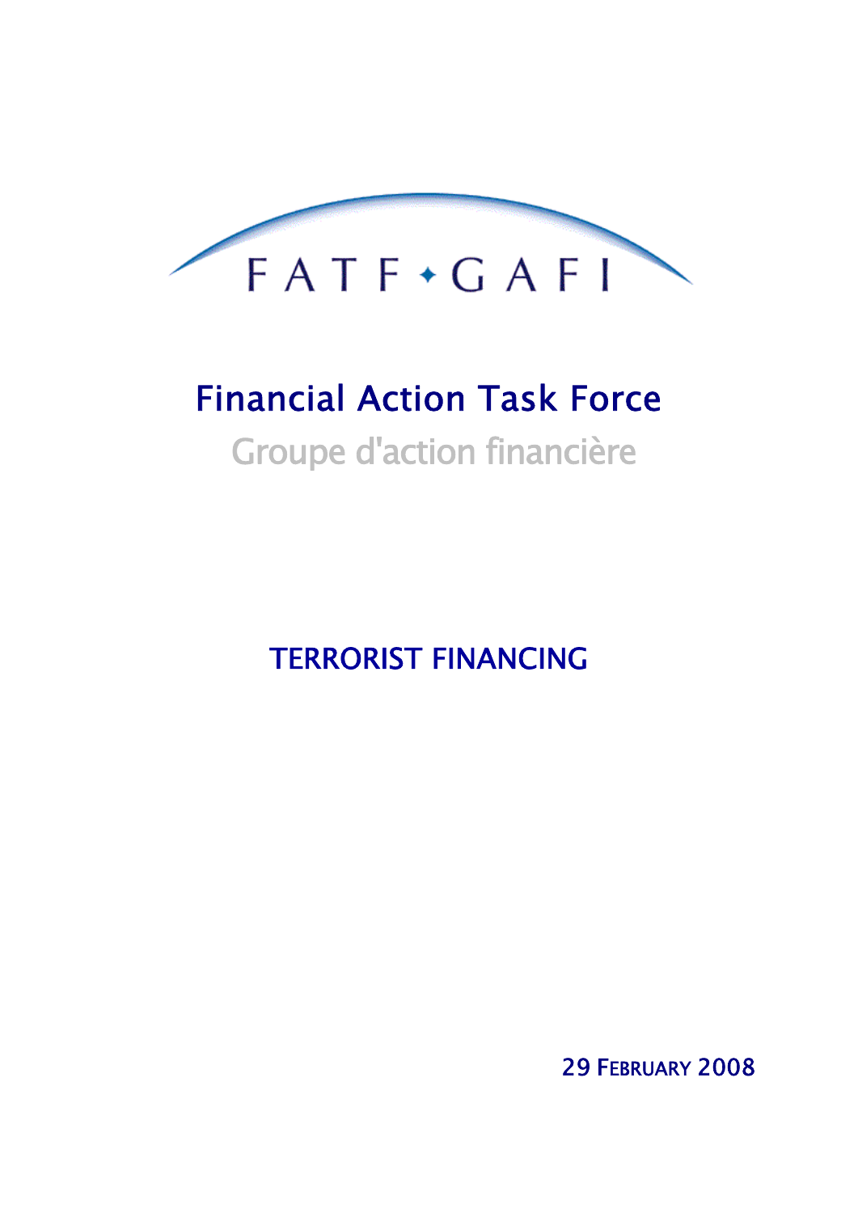FATF • GAFI

# Financial Action Task Force

Groupe d'action financière

## TERRORIST FINANCING

29 FEBRUARY 2008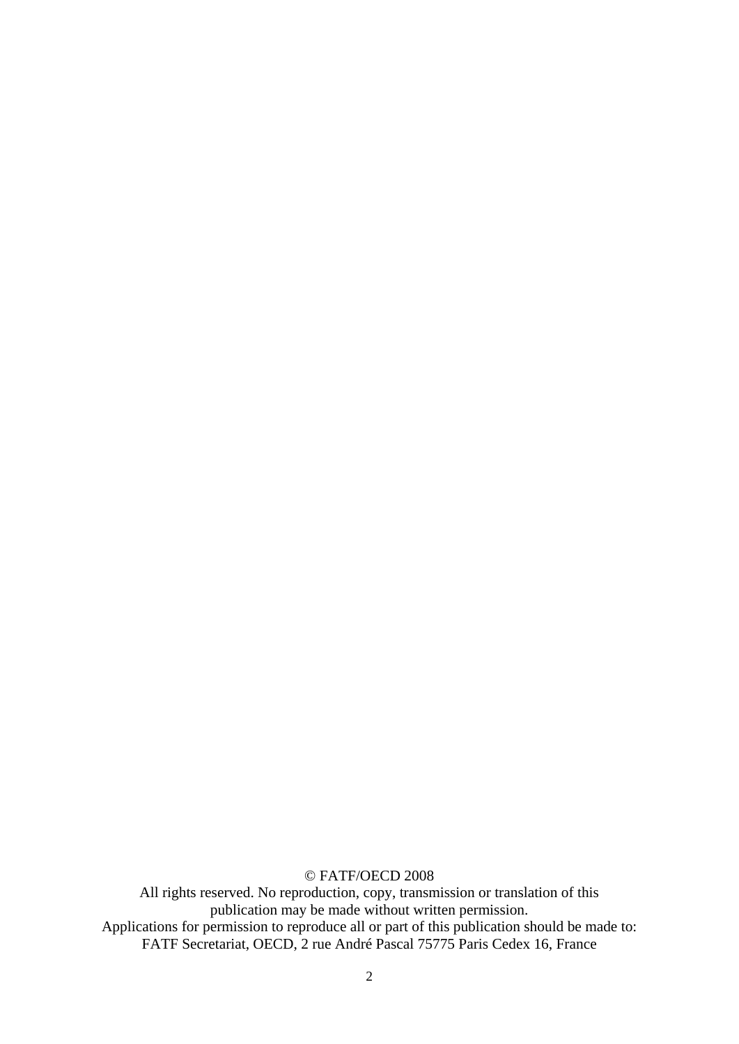© FATF/OECD 2008

All rights reserved. No reproduction, copy, transmission or translation of this publication may be made without written permission.

Applications for permission to reproduce all or part of this publication should be made to:

FATF Secretariat, OECD, 2 rue André Pascal 75775 Paris Cedex 16, France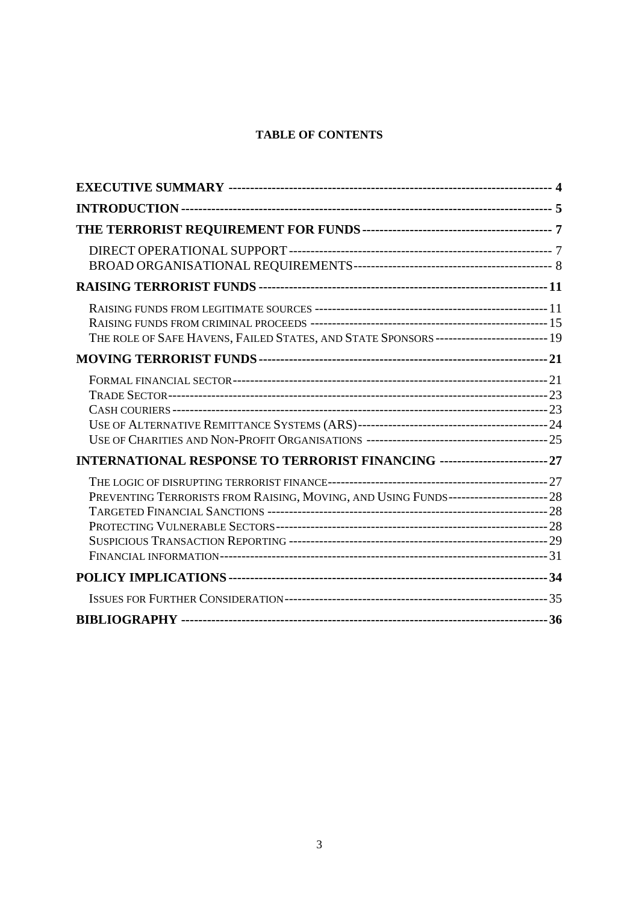**TABLE OF CONTENTS**

| | |
|---|---|
| **EXECUTIVE SUMMARY** | **4** |
| **INTRODUCTION** | **5** |
| **THE TERRORIST REQUIREMENT FOR FUNDS** | **7** |
| DIRECT OPERATIONAL SUPPORT | 7 |
| BROAD ORGANISATIONAL REQUIREMENTS | 8 |
| **RAISING TERRORIST FUNDS** | **11** |
| RAISING FUNDS FROM LEGITIMATE SOURCES | 11 |
| RAISING FUNDS FROM CRIMINAL PROCEEDS | 15 |
| THE ROLE OF SAFE HAVENS, FAILED STATES, AND STATE SPONSORS | 19 |
| **MOVING TERRORIST FUNDS** | **21** |
| FORMAL FINANCIAL SECTOR | 21 |
| TRADE SECTOR | 23 |
| CASH COURIERS | 23 |
| USE OF ALTERNATIVE REMITTANCE SYSTEMS (ARS) | 24 |
| USE OF CHARITIES AND NON-PROFIT ORGANISATIONS | 25 |
| **INTERNATIONAL RESPONSE TO TERRORIST FINANCING** | **27** |
| THE LOGIC OF DISRUPTING TERRORIST FINANCE | 27 |
| PREVENTING TERRORISTS FROM RAISING, MOVING, AND USING FUNDS | 28 |
| TARGETED FINANCIAL SANCTIONS | 28 |
| PROTECTING VULNERABLE SECTORS | 28 |
| SUSPICIOUS TRANSACTION REPORTING | 29 |
| FINANCIAL INFORMATION | 31 |
| **POLICY IMPLICATIONS** | **34** |
| ISSUES FOR FURTHER CONSIDERATION | 35 |
| **BIBLIOGRAPHY** | **36** |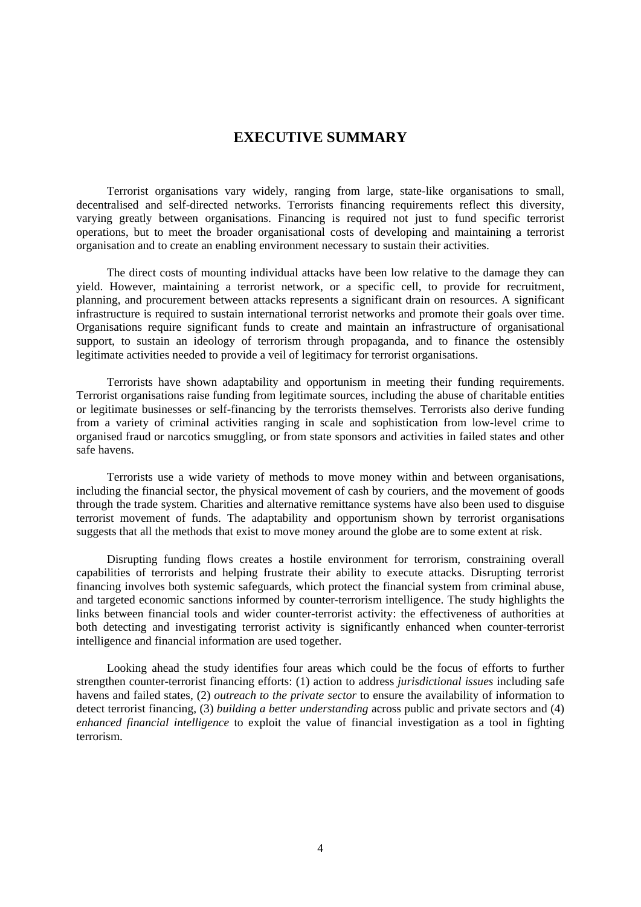# EXECUTIVE SUMMARY

Terrorist organisations vary widely, ranging from large, state-like organisations to small, decentralised and self-directed networks. Terrorists financing requirements reflect this diversity, varying greatly between organisations. Financing is required not just to fund specific terrorist operations, but to meet the broader organisational costs of developing and maintaining a terrorist organisation and to create an enabling environment necessary to sustain their activities.

The direct costs of mounting individual attacks have been low relative to the damage they can yield. However, maintaining a terrorist network, or a specific cell, to provide for recruitment, planning, and procurement between attacks represents a significant drain on resources. A significant infrastructure is required to sustain international terrorist networks and promote their goals over time. Organisations require significant funds to create and maintain an infrastructure of organisational support, to sustain an ideology of terrorism through propaganda, and to finance the ostensibly legitimate activities needed to provide a veil of legitimacy for terrorist organisations.

Terrorists have shown adaptability and opportunism in meeting their funding requirements. Terrorist organisations raise funding from legitimate sources, including the abuse of charitable entities or legitimate businesses or self-financing by the terrorists themselves. Terrorists also derive funding from a variety of criminal activities ranging in scale and sophistication from low-level crime to organised fraud or narcotics smuggling, or from state sponsors and activities in failed states and other safe havens.

Terrorists use a wide variety of methods to move money within and between organisations, including the financial sector, the physical movement of cash by couriers, and the movement of goods through the trade system. Charities and alternative remittance systems have also been used to disguise terrorist movement of funds. The adaptability and opportunism shown by terrorist organisations suggests that all the methods that exist to move money around the globe are to some extent at risk.

Disrupting funding flows creates a hostile environment for terrorism, constraining overall capabilities of terrorists and helping frustrate their ability to execute attacks. Disrupting terrorist financing involves both systemic safeguards, which protect the financial system from criminal abuse, and targeted economic sanctions informed by counter-terrorism intelligence. The study highlights the links between financial tools and wider counter-terrorist activity: the effectiveness of authorities at both detecting and investigating terrorist activity is significantly enhanced when counter-terrorist intelligence and financial information are used together.

Looking ahead the study identifies four areas which could be the focus of efforts to further strengthen counter-terrorist financing efforts: (1) action to address *jurisdictional issues* including safe havens and failed states, (2) *outreach to the private sector* to ensure the availability of information to detect terrorist financing, (3) *building a better understanding* across public and private sectors and (4) *enhanced financial intelligence* to exploit the value of financial investigation as a tool in fighting terrorism.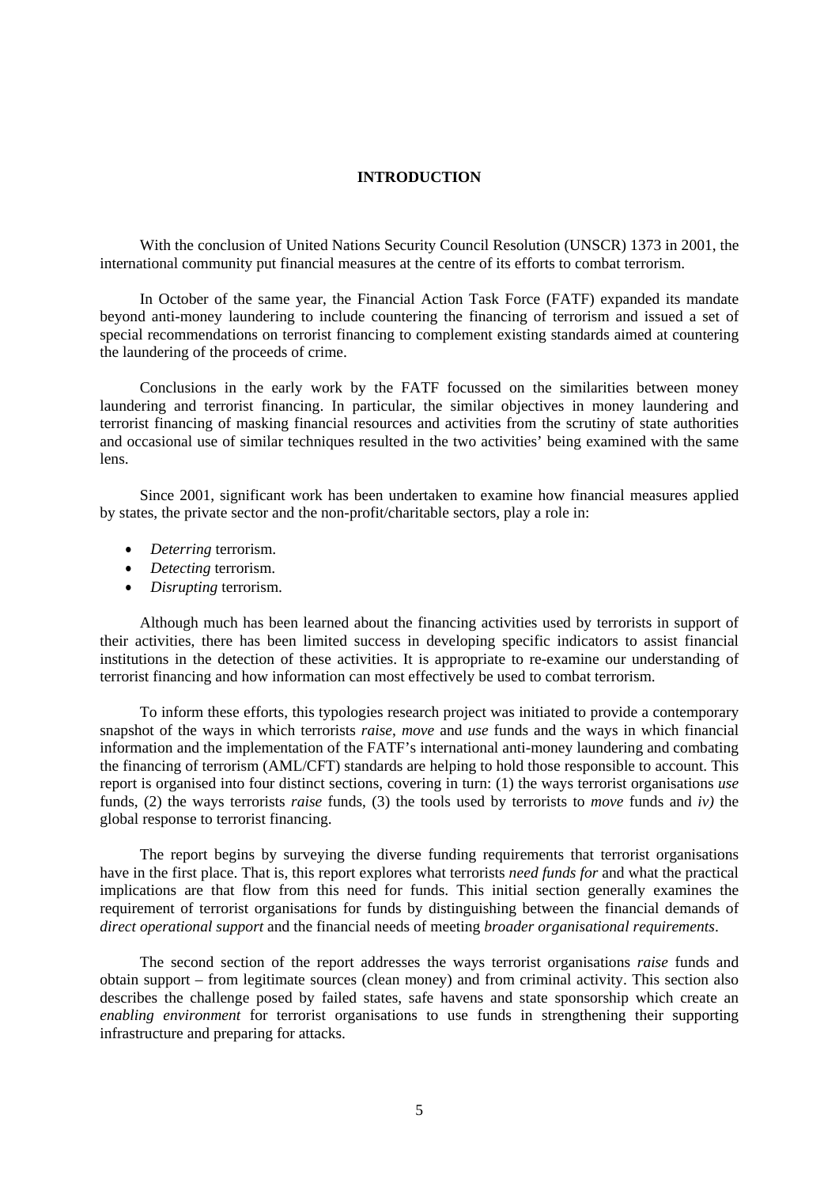# INTRODUCTION

With the conclusion of United Nations Security Council Resolution (UNSCR) 1373 in 2001, the international community put financial measures at the centre of its efforts to combat terrorism.

In October of the same year, the Financial Action Task Force (FATF) expanded its mandate beyond anti-money laundering to include countering the financing of terrorism and issued a set of special recommendations on terrorist financing to complement existing standards aimed at countering the laundering of the proceeds of crime.

Conclusions in the early work by the FATF focussed on the similarities between money laundering and terrorist financing. In particular, the similar objectives in money laundering and terrorist financing of masking financial resources and activities from the scrutiny of state authorities and occasional use of similar techniques resulted in the two activities' being examined with the same lens.

Since 2001, significant work has been undertaken to examine how financial measures applied by states, the private sector and the non-profit/charitable sectors, play a role in:

- *Deterring* terrorism.
- *Detecting* terrorism.
- *Disrupting* terrorism.

Although much has been learned about the financing activities used by terrorists in support of their activities, there has been limited success in developing specific indicators to assist financial institutions in the detection of these activities. It is appropriate to re-examine our understanding of terrorist financing and how information can most effectively be used to combat terrorism.

To inform these efforts, this typologies research project was initiated to provide a contemporary snapshot of the ways in which terrorists *raise*, *move* and *use* funds and the ways in which financial information and the implementation of the FATF's international anti-money laundering and combating the financing of terrorism (AML/CFT) standards are helping to hold those responsible to account. This report is organised into four distinct sections, covering in turn: (1) the ways terrorist organisations *use* funds, (2) the ways terrorists *raise* funds, (3) the tools used by terrorists to *move* funds and *iv)* the global response to terrorist financing.

The report begins by surveying the diverse funding requirements that terrorist organisations have in the first place. That is, this report explores what terrorists *need funds for* and what the practical implications are that flow from this need for funds. This initial section generally examines the requirement of terrorist organisations for funds by distinguishing between the financial demands of *direct operational support* and the financial needs of meeting *broader organisational requirements*.

The second section of the report addresses the ways terrorist organisations *raise* funds and obtain support – from legitimate sources (clean money) and from criminal activity. This section also describes the challenge posed by failed states, safe havens and state sponsorship which create an *enabling environment* for terrorist organisations to use funds in strengthening their supporting infrastructure and preparing for attacks.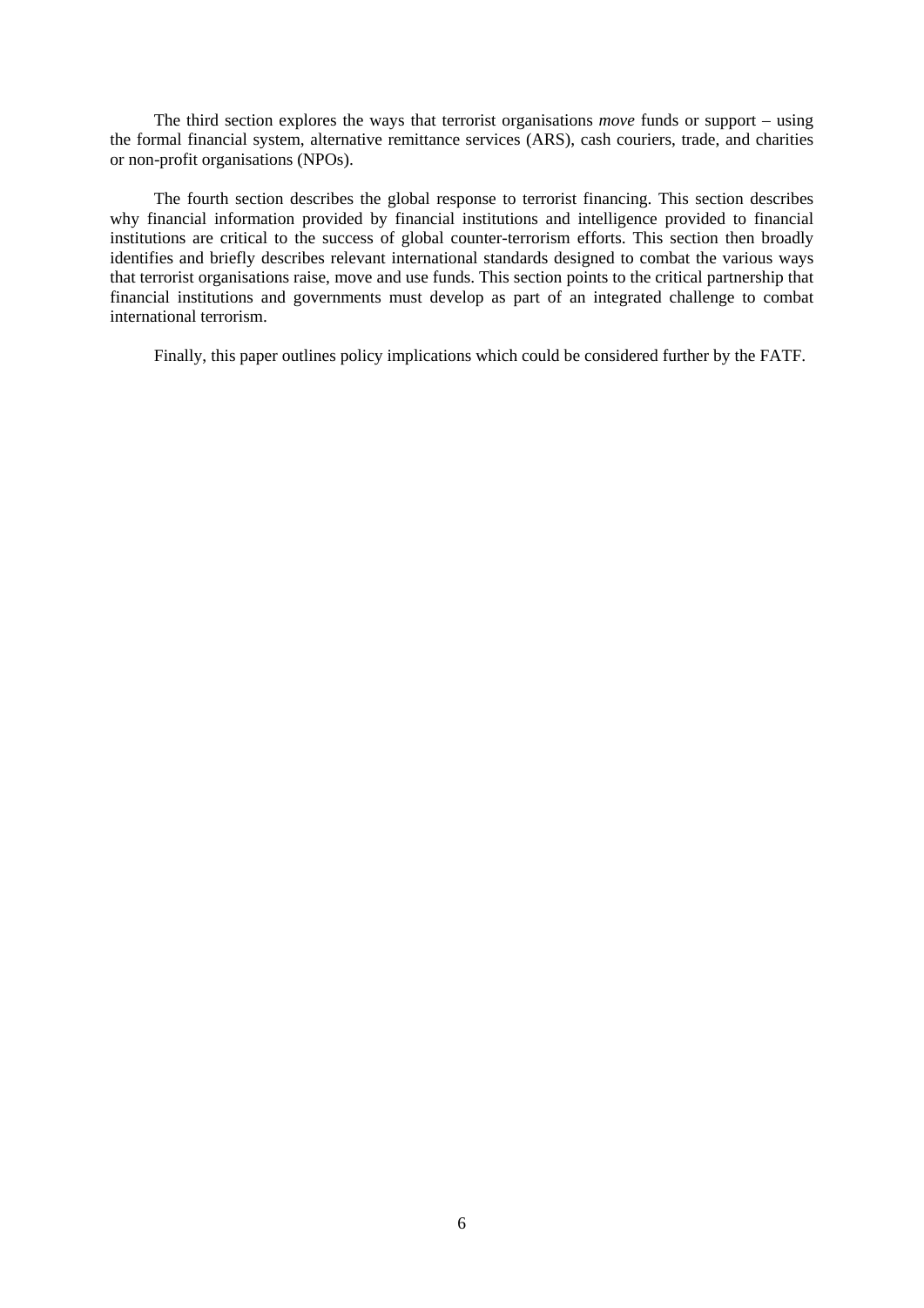The third section explores the ways that terrorist organisations *move* funds or support – using the formal financial system, alternative remittance services (ARS), cash couriers, trade, and charities or non-profit organisations (NPOs).

The fourth section describes the global response to terrorist financing. This section describes why financial information provided by financial institutions and intelligence provided to financial institutions are critical to the success of global counter-terrorism efforts. This section then broadly identifies and briefly describes relevant international standards designed to combat the various ways that terrorist organisations raise, move and use funds. This section points to the critical partnership that financial institutions and governments must develop as part of an integrated challenge to combat international terrorism.

Finally, this paper outlines policy implications which could be considered further by the FATF.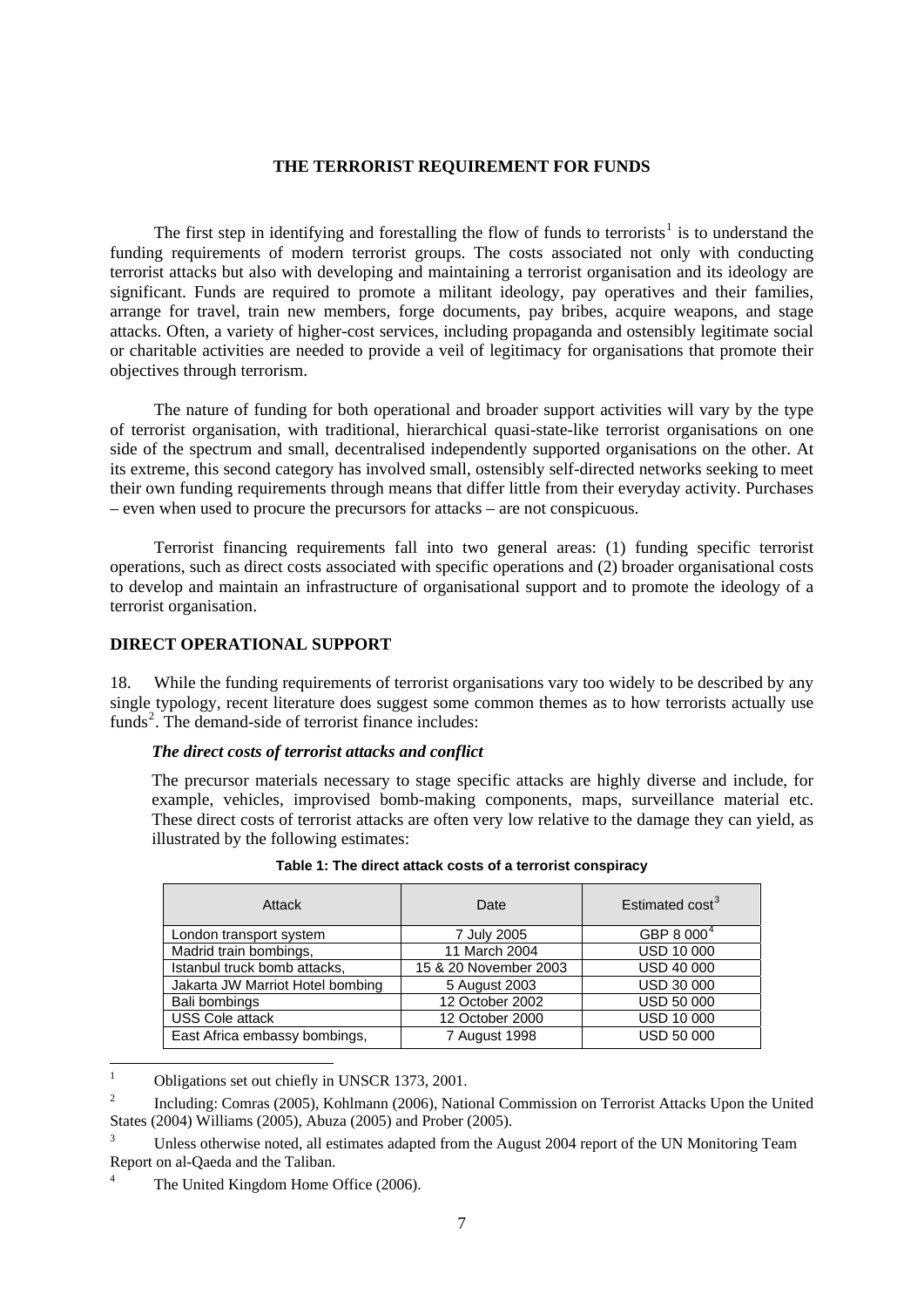## THE TERRORIST REQUIREMENT FOR FUNDS

The first step in identifying and forestalling the flow of funds to terrorists[1] is to understand the funding requirements of modern terrorist groups. The costs associated not only with conducting terrorist attacks but also with developing and maintaining a terrorist organisation and its ideology are significant. Funds are required to promote a militant ideology, pay operatives and their families, arrange for travel, train new members, forge documents, pay bribes, acquire weapons, and stage attacks. Often, a variety of higher-cost services, including propaganda and ostensibly legitimate social or charitable activities are needed to provide a veil of legitimacy for organisations that promote their objectives through terrorism.

The nature of funding for both operational and broader support activities will vary by the type of terrorist organisation, with traditional, hierarchical quasi-state-like terrorist organisations on one side of the spectrum and small, decentralised independently supported organisations on the other. At its extreme, this second category has involved small, ostensibly self-directed networks seeking to meet their own funding requirements through means that differ little from their everyday activity. Purchases – even when used to procure the precursors for attacks – are not conspicuous.

Terrorist financing requirements fall into two general areas: (1) funding specific terrorist operations, such as direct costs associated with specific operations and (2) broader organisational costs to develop and maintain an infrastructure of organisational support and to promote the ideology of a terrorist organisation.

### DIRECT OPERATIONAL SUPPORT

18. While the funding requirements of terrorist organisations vary too widely to be described by any single typology, recent literature does suggest some common themes as to how terrorists actually use funds[2]. The demand-side of terrorist finance includes:

***The direct costs of terrorist attacks and conflict***

The precursor materials necessary to stage specific attacks are highly diverse and include, for example, vehicles, improvised bomb-making components, maps, surveillance material etc. These direct costs of terrorist attacks are often very low relative to the damage they can yield, as illustrated by the following estimates:

**Table 1: The direct attack costs of a terrorist conspiracy**

| Attack | Date | Estimated cost[3] |
|---|---|---|
| London transport system | 7 July 2005 | GBP 8 000[4] |
| Madrid train bombings, | 11 March 2004 | USD 10 000 |
| Istanbul truck bomb attacks, | 15 & 20 November 2003 | USD 40 000 |
| Jakarta JW Marriot Hotel bombing | 5 August 2003 | USD 30 000 |
| Bali bombings | 12 October 2002 | USD 50 000 |
| USS Cole attack | 12 October 2000 | USD 10 000 |
| East Africa embassy bombings, | 7 August 1998 | USD 50 000 |

---

[1] Obligations set out chiefly in UNSCR 1373, 2001.

[2] Including: Comras (2005), Kohlmann (2006), National Commission on Terrorist Attacks Upon the United States (2004) Williams (2005), Abuza (2005) and Prober (2005).

[3] Unless otherwise noted, all estimates adapted from the August 2004 report of the UN Monitoring Team Report on al-Qaeda and the Taliban.

[4] The United Kingdom Home Office (2006).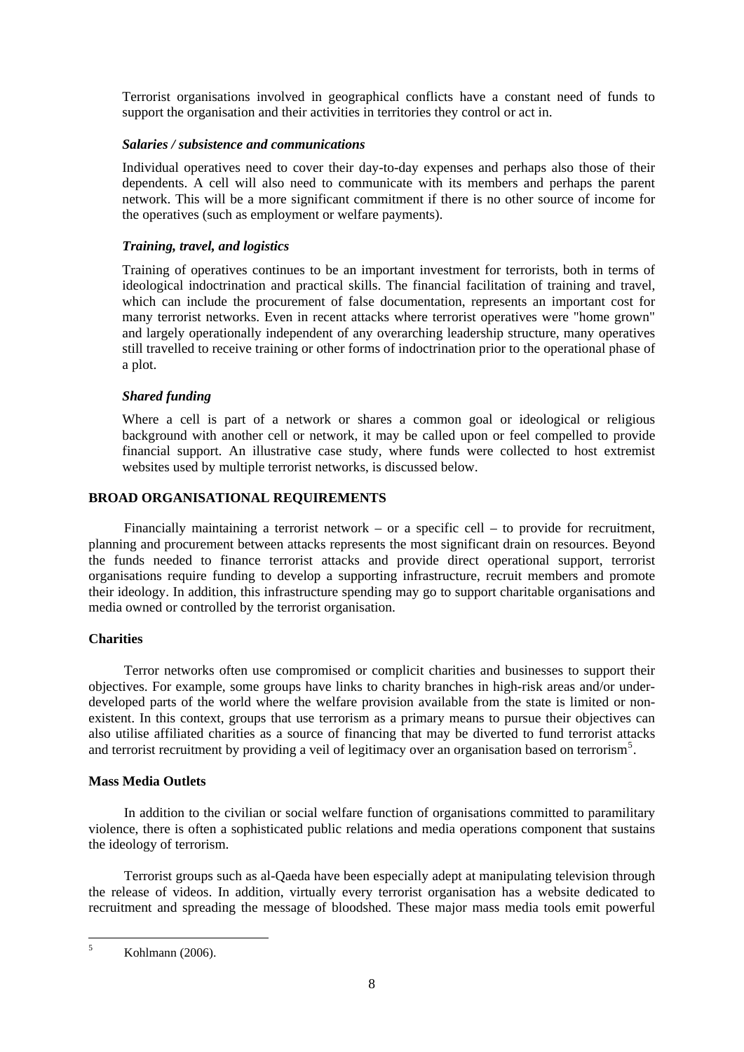Terrorist organisations involved in geographical conflicts have a constant need of funds to support the organisation and their activities in territories they control or act in.

***Salaries / subsistence and communications***

Individual operatives need to cover their day-to-day expenses and perhaps also those of their dependents. A cell will also need to communicate with its members and perhaps the parent network. This will be a more significant commitment if there is no other source of income for the operatives (such as employment or welfare payments).

***Training, travel, and logistics***

Training of operatives continues to be an important investment for terrorists, both in terms of ideological indoctrination and practical skills. The financial facilitation of training and travel, which can include the procurement of false documentation, represents an important cost for many terrorist networks. Even in recent attacks where terrorist operatives were "home grown" and largely operationally independent of any overarching leadership structure, many operatives still travelled to receive training or other forms of indoctrination prior to the operational phase of a plot.

***Shared funding***

Where a cell is part of a network or shares a common goal or ideological or religious background with another cell or network, it may be called upon or feel compelled to provide financial support. An illustrative case study, where funds were collected to host extremist websites used by multiple terrorist networks, is discussed below.

## BROAD ORGANISATIONAL REQUIREMENTS

Financially maintaining a terrorist network – or a specific cell – to provide for recruitment, planning and procurement between attacks represents the most significant drain on resources. Beyond the funds needed to finance terrorist attacks and provide direct operational support, terrorist organisations require funding to develop a supporting infrastructure, recruit members and promote their ideology. In addition, this infrastructure spending may go to support charitable organisations and media owned or controlled by the terrorist organisation.

### Charities

Terror networks often use compromised or complicit charities and businesses to support their objectives. For example, some groups have links to charity branches in high-risk areas and/or under-developed parts of the world where the welfare provision available from the state is limited or non-existent. In this context, groups that use terrorism as a primary means to pursue their objectives can also utilise affiliated charities as a source of financing that may be diverted to fund terrorist attacks and terrorist recruitment by providing a veil of legitimacy over an organisation based on terrorism[5].

### Mass Media Outlets

In addition to the civilian or social welfare function of organisations committed to paramilitary violence, there is often a sophisticated public relations and media operations component that sustains the ideology of terrorism.

Terrorist groups such as al-Qaeda have been especially adept at manipulating television through the release of videos. In addition, virtually every terrorist organisation has a website dedicated to recruitment and spreading the message of bloodshed. These major mass media tools emit powerful

---

[5] Kohlmann (2006).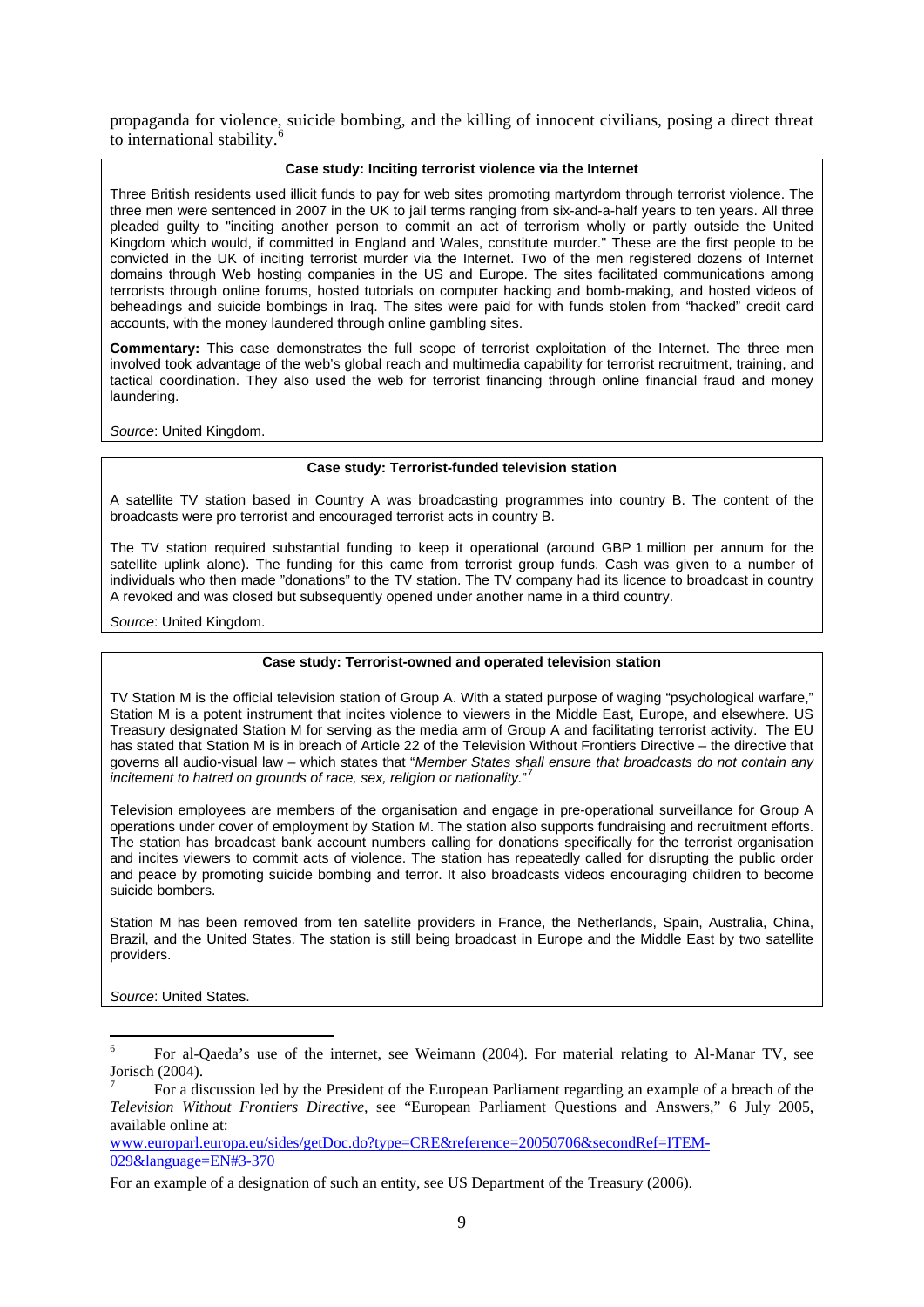propaganda for violence, suicide bombing, and the killing of innocent civilians, posing a direct threat to international stability.[6]

**Case study: Inciting terrorist violence via the Internet**

Three British residents used illicit funds to pay for web sites promoting martyrdom through terrorist violence. The three men were sentenced in 2007 in the UK to jail terms ranging from six-and-a-half years to ten years. All three pleaded guilty to "inciting another person to commit an act of terrorism wholly or partly outside the United Kingdom which would, if committed in England and Wales, constitute murder." These are the first people to be convicted in the UK of inciting terrorist murder via the Internet. Two of the men registered dozens of Internet domains through Web hosting companies in the US and Europe. The sites facilitated communications among terrorists through online forums, hosted tutorials on computer hacking and bomb-making, and hosted videos of beheadings and suicide bombings in Iraq. The sites were paid for with funds stolen from "hacked" credit card accounts, with the money laundered through online gambling sites.

**Commentary:** This case demonstrates the full scope of terrorist exploitation of the Internet. The three men involved took advantage of the web's global reach and multimedia capability for terrorist recruitment, training, and tactical coordination. They also used the web for terrorist financing through online financial fraud and money laundering.

*Source*: United Kingdom.

**Case study: Terrorist-funded television station**

A satellite TV station based in Country A was broadcasting programmes into country B. The content of the broadcasts were pro terrorist and encouraged terrorist acts in country B.

The TV station required substantial funding to keep it operational (around GBP 1 million per annum for the satellite uplink alone). The funding for this came from terrorist group funds. Cash was given to a number of individuals who then made "donations" to the TV station. The TV company had its licence to broadcast in country A revoked and was closed but subsequently opened under another name in a third country.

*Source*: United Kingdom.

**Case study: Terrorist-owned and operated television station**

TV Station M is the official television station of Group A. With a stated purpose of waging "psychological warfare," Station M is a potent instrument that incites violence to viewers in the Middle East, Europe, and elsewhere. US Treasury designated Station M for serving as the media arm of Group A and facilitating terrorist activity. The EU has stated that Station M is in breach of Article 22 of the Television Without Frontiers Directive – the directive that governs all audio-visual law – which states that "*Member States shall ensure that broadcasts do not contain any incitement to hatred on grounds of race, sex, religion or nationality.*"[7]

Television employees are members of the organisation and engage in pre-operational surveillance for Group A operations under cover of employment by Station M. The station also supports fundraising and recruitment efforts. The station has broadcast bank account numbers calling for donations specifically for the terrorist organisation and incites viewers to commit acts of violence. The station has repeatedly called for disrupting the public order and peace by promoting suicide bombing and terror. It also broadcasts videos encouraging children to become suicide bombers.

Station M has been removed from ten satellite providers in France, the Netherlands, Spain, Australia, China, Brazil, and the United States. The station is still being broadcast in Europe and the Middle East by two satellite providers.

*Source*: United States.

---

[6] For al-Qaeda's use of the internet, see Weimann (2004). For material relating to Al-Manar TV, see Jorisch (2004).

[7] For a discussion led by the President of the European Parliament regarding an example of a breach of the *Television Without Frontiers Directive*, see "European Parliament Questions and Answers," 6 July 2005, available online at: www.europarl.europa.eu/sides/getDoc.do?type=CRE&reference=20050706&secondRef=ITEM-029&language=EN#3-370

For an example of a designation of such an entity, see US Department of the Treasury (2006).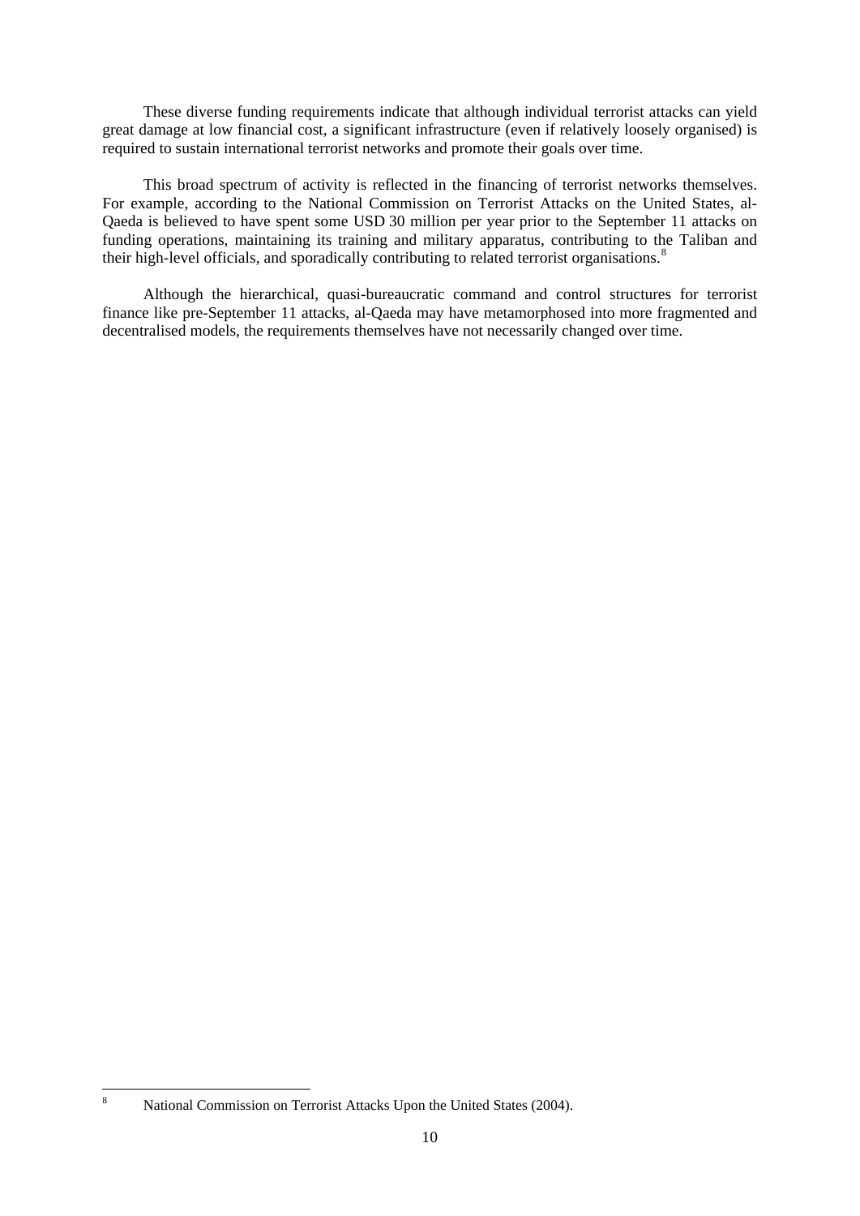These diverse funding requirements indicate that although individual terrorist attacks can yield great damage at low financial cost, a significant infrastructure (even if relatively loosely organised) is required to sustain international terrorist networks and promote their goals over time.

This broad spectrum of activity is reflected in the financing of terrorist networks themselves. For example, according to the National Commission on Terrorist Attacks on the United States, al-Qaeda is believed to have spent some USD 30 million per year prior to the September 11 attacks on funding operations, maintaining its training and military apparatus, contributing to the Taliban and their high-level officials, and sporadically contributing to related terrorist organisations.[8]

Although the hierarchical, quasi-bureaucratic command and control structures for terrorist finance like pre-September 11 attacks, al-Qaeda may have metamorphosed into more fragmented and decentralised models, the requirements themselves have not necessarily changed over time.

---

[8] National Commission on Terrorist Attacks Upon the United States (2004).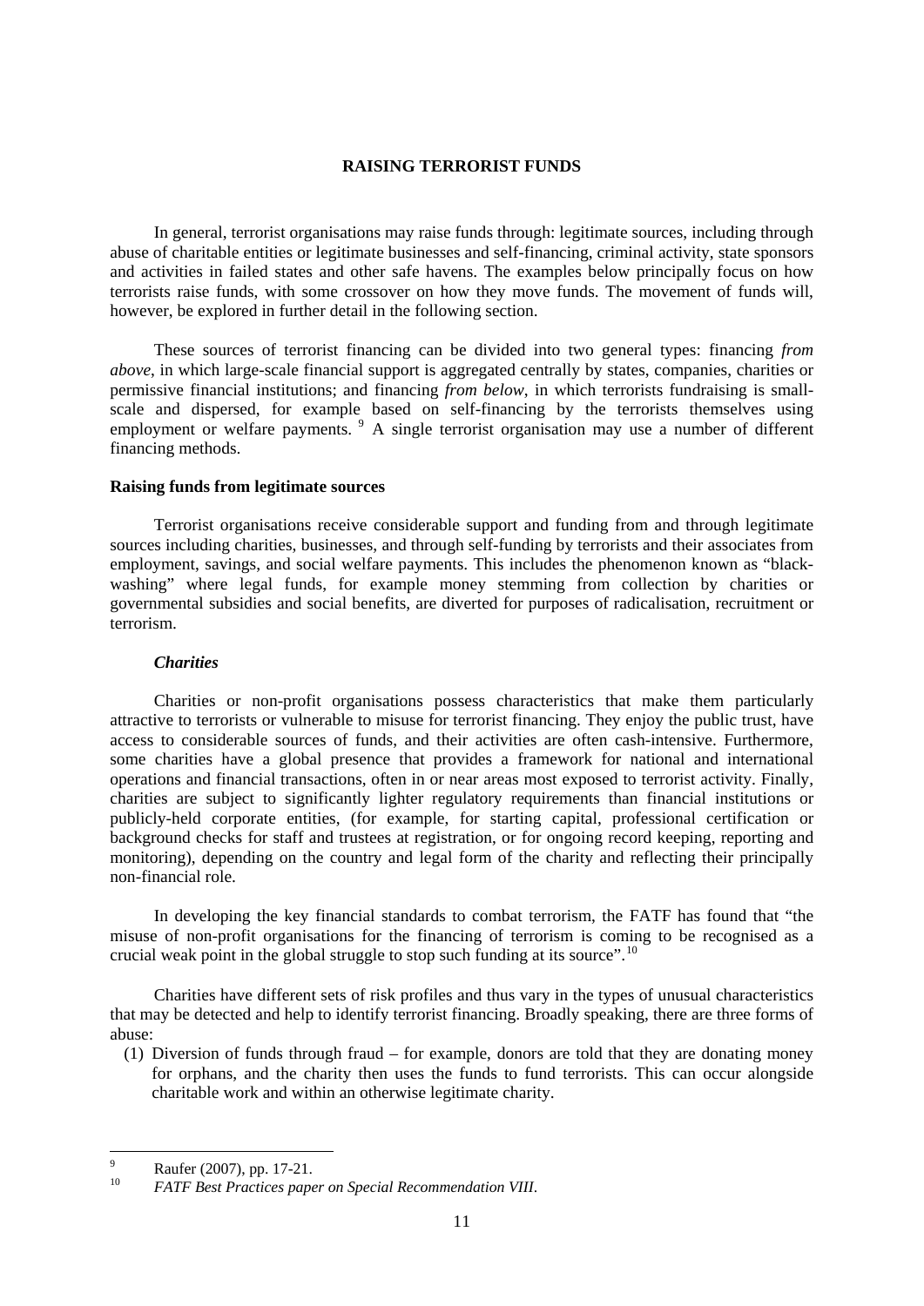## RAISING TERRORIST FUNDS

In general, terrorist organisations may raise funds through: legitimate sources, including through abuse of charitable entities or legitimate businesses and self-financing, criminal activity, state sponsors and activities in failed states and other safe havens. The examples below principally focus on how terrorists raise funds, with some crossover on how they move funds. The movement of funds will, however, be explored in further detail in the following section.

These sources of terrorist financing can be divided into two general types: financing *from above*, in which large-scale financial support is aggregated centrally by states, companies, charities or permissive financial institutions; and financing *from below*, in which terrorists fundraising is small-scale and dispersed, for example based on self-financing by the terrorists themselves using employment or welfare payments. [9] A single terrorist organisation may use a number of different financing methods.

### Raising funds from legitimate sources

Terrorist organisations receive considerable support and funding from and through legitimate sources including charities, businesses, and through self-funding by terrorists and their associates from employment, savings, and social welfare payments. This includes the phenomenon known as "black-washing" where legal funds, for example money stemming from collection by charities or governmental subsidies and social benefits, are diverted for purposes of radicalisation, recruitment or terrorism.

#### *Charities*

Charities or non-profit organisations possess characteristics that make them particularly attractive to terrorists or vulnerable to misuse for terrorist financing. They enjoy the public trust, have access to considerable sources of funds, and their activities are often cash-intensive. Furthermore, some charities have a global presence that provides a framework for national and international operations and financial transactions, often in or near areas most exposed to terrorist activity. Finally, charities are subject to significantly lighter regulatory requirements than financial institutions or publicly-held corporate entities, (for example, for starting capital, professional certification or background checks for staff and trustees at registration, or for ongoing record keeping, reporting and monitoring), depending on the country and legal form of the charity and reflecting their principally non-financial role.

In developing the key financial standards to combat terrorism, the FATF has found that "the misuse of non-profit organisations for the financing of terrorism is coming to be recognised as a crucial weak point in the global struggle to stop such funding at its source".[10]

Charities have different sets of risk profiles and thus vary in the types of unusual characteristics that may be detected and help to identify terrorist financing. Broadly speaking, there are three forms of abuse:

(1) Diversion of funds through fraud – for example, donors are told that they are donating money for orphans, and the charity then uses the funds to fund terrorists. This can occur alongside charitable work and within an otherwise legitimate charity.

---

[9] Raufer (2007), pp. 17-21.

[10] *FATF Best Practices paper on Special Recommendation VIII.*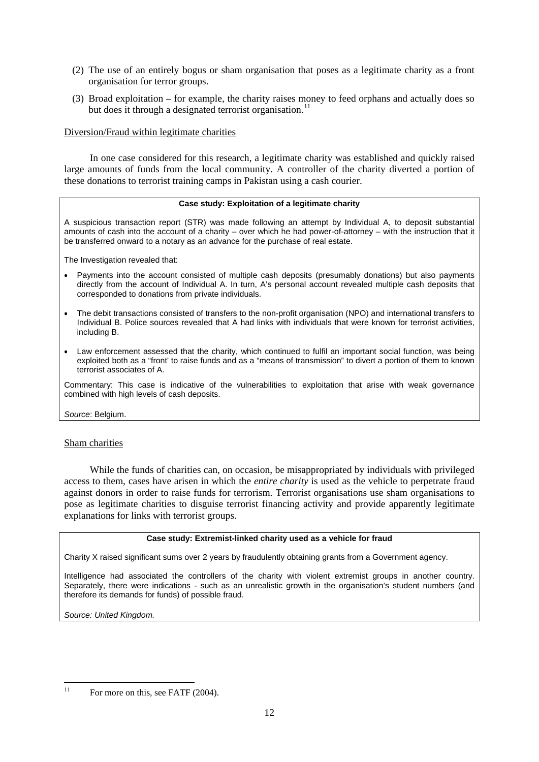(2) The use of an entirely bogus or sham organisation that poses as a legitimate charity as a front organisation for terror groups.

(3) Broad exploitation – for example, the charity raises money to feed orphans and actually does so but does it through a designated terrorist organisation.[11]

Diversion/Fraud within legitimate charities

In one case considered for this research, a legitimate charity was established and quickly raised large amounts of funds from the local community. A controller of the charity diverted a portion of these donations to terrorist training camps in Pakistan using a cash courier.

> **Case study: Exploitation of a legitimate charity**
>
> A suspicious transaction report (STR) was made following an attempt by Individual A, to deposit substantial amounts of cash into the account of a charity – over which he had power-of-attorney – with the instruction that it be transferred onward to a notary as an advance for the purchase of real estate.
>
> The Investigation revealed that:
>
> - Payments into the account consisted of multiple cash deposits (presumably donations) but also payments directly from the account of Individual A. In turn, A's personal account revealed multiple cash deposits that corresponded to donations from private individuals.
> - The debit transactions consisted of transfers to the non-profit organisation (NPO) and international transfers to Individual B. Police sources revealed that A had links with individuals that were known for terrorist activities, including B.
> - Law enforcement assessed that the charity, which continued to fulfil an important social function, was being exploited both as a "front' to raise funds and as a "means of transmission" to divert a portion of them to known terrorist associates of A.
>
> Commentary: This case is indicative of the vulnerabilities to exploitation that arise with weak governance combined with high levels of cash deposits.
>
> *Source*: Belgium.

Sham charities

While the funds of charities can, on occasion, be misappropriated by individuals with privileged access to them, cases have arisen in which the *entire charity* is used as the vehicle to perpetrate fraud against donors in order to raise funds for terrorism. Terrorist organisations use sham organisations to pose as legitimate charities to disguise terrorist financing activity and provide apparently legitimate explanations for links with terrorist groups.

> **Case study: Extremist-linked charity used as a vehicle for fraud**
>
> Charity X raised significant sums over 2 years by fraudulently obtaining grants from a Government agency.
>
> Intelligence had associated the controllers of the charity with violent extremist groups in another country. Separately, there were indications - such as an unrealistic growth in the organisation's student numbers (and therefore its demands for funds) of possible fraud.
>
> *Source: United Kingdom.*

[11] For more on this, see FATF (2004).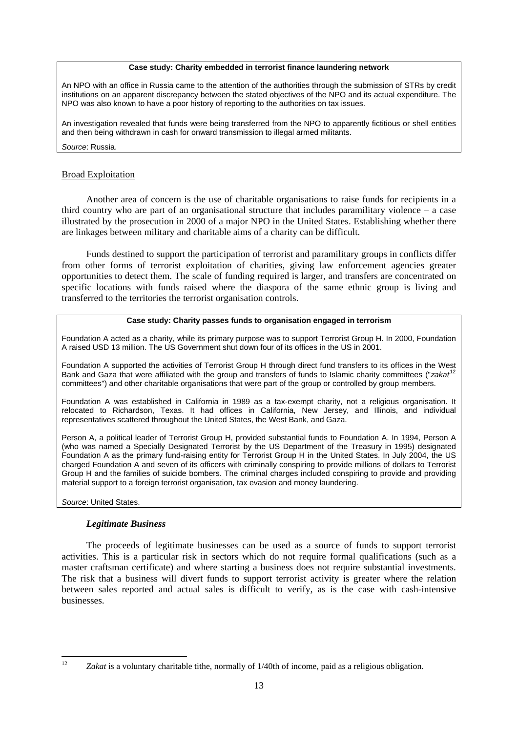**Case study: Charity embedded in terrorist finance laundering network**

An NPO with an office in Russia came to the attention of the authorities through the submission of STRs by credit institutions on an apparent discrepancy between the stated objectives of the NPO and its actual expenditure. The NPO was also known to have a poor history of reporting to the authorities on tax issues.

An investigation revealed that funds were being transferred from the NPO to apparently fictitious or shell entities and then being withdrawn in cash for onward transmission to illegal armed militants.

*Source*: Russia.

Broad Exploitation

Another area of concern is the use of charitable organisations to raise funds for recipients in a third country who are part of an organisational structure that includes paramilitary violence – a case illustrated by the prosecution in 2000 of a major NPO in the United States. Establishing whether there are linkages between military and charitable aims of a charity can be difficult.

Funds destined to support the participation of terrorist and paramilitary groups in conflicts differ from other forms of terrorist exploitation of charities, giving law enforcement agencies greater opportunities to detect them. The scale of funding required is larger, and transfers are concentrated on specific locations with funds raised where the diaspora of the same ethnic group is living and transferred to the territories the terrorist organisation controls.

**Case study: Charity passes funds to organisation engaged in terrorism**

Foundation A acted as a charity, while its primary purpose was to support Terrorist Group H. In 2000, Foundation A raised USD 13 million. The US Government shut down four of its offices in the US in 2001.

Foundation A supported the activities of Terrorist Group H through direct fund transfers to its offices in the West Bank and Gaza that were affiliated with the group and transfers of funds to Islamic charity committees ("*zakat*[12] committees") and other charitable organisations that were part of the group or controlled by group members.

Foundation A was established in California in 1989 as a tax-exempt charity, not a religious organisation. It relocated to Richardson, Texas. It had offices in California, New Jersey, and Illinois, and individual representatives scattered throughout the United States, the West Bank, and Gaza.

Person A, a political leader of Terrorist Group H, provided substantial funds to Foundation A. In 1994, Person A (who was named a Specially Designated Terrorist by the US Department of the Treasury in 1995) designated Foundation A as the primary fund-raising entity for Terrorist Group H in the United States. In July 2004, the US charged Foundation A and seven of its officers with criminally conspiring to provide millions of dollars to Terrorist Group H and the families of suicide bombers. The criminal charges included conspiring to provide and providing material support to a foreign terrorist organisation, tax evasion and money laundering.

*Source*: United States.

***Legitimate Business***

The proceeds of legitimate businesses can be used as a source of funds to support terrorist activities. This is a particular risk in sectors which do not require formal qualifications (such as a master craftsman certificate) and where starting a business does not require substantial investments. The risk that a business will divert funds to support terrorist activity is greater where the relation between sales reported and actual sales is difficult to verify, as is the case with cash-intensive businesses.

---

[12] *Zakat* is a voluntary charitable tithe, normally of 1/40th of income, paid as a religious obligation.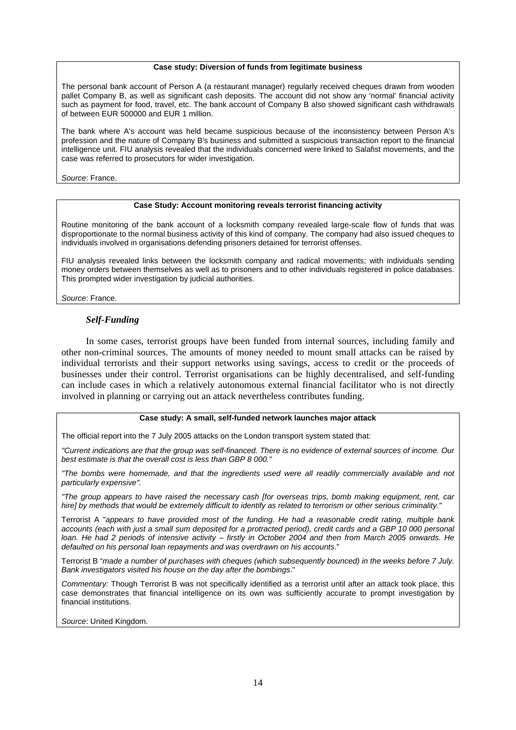**Case study: Diversion of funds from legitimate business**

The personal bank account of Person A (a restaurant manager) regularly received cheques drawn from wooden pallet Company B, as well as significant cash deposits. The account did not show any 'normal' financial activity such as payment for food, travel, etc. The bank account of Company B also showed significant cash withdrawals of between EUR 500000 and EUR 1 million.

The bank where A's account was held became suspicious because of the inconsistency between Person A's profession and the nature of Company B's business and submitted a suspicious transaction report to the financial intelligence unit. FIU analysis revealed that the individuals concerned were linked to Salafist movements, and the case was referred to prosecutors for wider investigation.

*Source*: France.

**Case Study: Account monitoring reveals terrorist financing activity**

Routine monitoring of the bank account of a locksmith company revealed large-scale flow of funds that was disproportionate to the normal business activity of this kind of company. The company had also issued cheques to individuals involved in organisations defending prisoners detained for terrorist offenses.

FIU analysis revealed links between the locksmith company and radical movements; with individuals sending money orders between themselves as well as to prisoners and to other individuals registered in police databases. This prompted wider investigation by judicial authorities.

*Source*: France.

### *Self-Funding*

In some cases, terrorist groups have been funded from internal sources, including family and other non-criminal sources. The amounts of money needed to mount small attacks can be raised by individual terrorists and their support networks using savings, access to credit or the proceeds of businesses under their control. Terrorist organisations can be highly decentralised, and self-funding can include cases in which a relatively autonomous external financial facilitator who is not directly involved in planning or carrying out an attack nevertheless contributes funding.

**Case study: A small, self-funded network launches major attack**

The official report into the 7 July 2005 attacks on the London transport system stated that:

*"Current indications are that the group was self-financed. There is no evidence of external sources of income. Our best estimate is that the overall cost is less than GBP 8 000."*

*"The bombs were homemade, and that the ingredients used were all readily commercially available and not particularly expensive".*

*"The group appears to have raised the necessary cash [for overseas trips, bomb making equipment, rent, car hire] by methods that would be extremely difficult to identify as related to terrorism or other serious criminality."*

Terrorist A "*appears to have provided most of the funding. He had a reasonable credit rating, multiple bank accounts (each with just a small sum deposited for a protracted period), credit cards and a GBP 10 000 personal loan. He had 2 periods of intensive activity – firstly in October 2004 and then from March 2005 onwards. He defaulted on his personal loan repayments and was overdrawn on his accounts*."

Terrorist B "*made a number of purchases with cheques (which subsequently bounced) in the weeks before 7 July. Bank investigators visited his house on the day after the bombings*."

*Commentary:* Though Terrorist B was not specifically identified as a terrorist until after an attack took place, this case demonstrates that financial intelligence on its own was sufficiently accurate to prompt investigation by financial institutions.

*Source*: United Kingdom.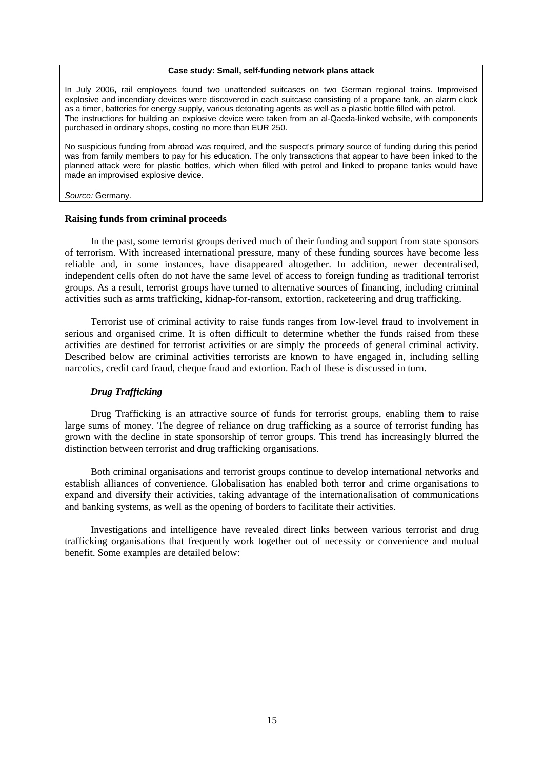**Case study: Small, self-funding network plans attack**

In July 2006, rail employees found two unattended suitcases on two German regional trains. Improvised explosive and incendiary devices were discovered in each suitcase consisting of a propane tank, an alarm clock as a timer, batteries for energy supply, various detonating agents as well as a plastic bottle filled with petrol. The instructions for building an explosive device were taken from an al-Qaeda-linked website, with components purchased in ordinary shops, costing no more than EUR 250.

No suspicious funding from abroad was required, and the suspect's primary source of funding during this period was from family members to pay for his education. The only transactions that appear to have been linked to the planned attack were for plastic bottles, which when filled with petrol and linked to propane tanks would have made an improvised explosive device.

*Source:* Germany.

### Raising funds from criminal proceeds

In the past, some terrorist groups derived much of their funding and support from state sponsors of terrorism. With increased international pressure, many of these funding sources have become less reliable and, in some instances, have disappeared altogether. In addition, newer decentralised, independent cells often do not have the same level of access to foreign funding as traditional terrorist groups. As a result, terrorist groups have turned to alternative sources of financing, including criminal activities such as arms trafficking, kidnap-for-ransom, extortion, racketeering and drug trafficking.

Terrorist use of criminal activity to raise funds ranges from low-level fraud to involvement in serious and organised crime. It is often difficult to determine whether the funds raised from these activities are destined for terrorist activities or are simply the proceeds of general criminal activity. Described below are criminal activities terrorists are known to have engaged in, including selling narcotics, credit card fraud, cheque fraud and extortion. Each of these is discussed in turn.

#### *Drug Trafficking*

Drug Trafficking is an attractive source of funds for terrorist groups, enabling them to raise large sums of money. The degree of reliance on drug trafficking as a source of terrorist funding has grown with the decline in state sponsorship of terror groups. This trend has increasingly blurred the distinction between terrorist and drug trafficking organisations.

Both criminal organisations and terrorist groups continue to develop international networks and establish alliances of convenience. Globalisation has enabled both terror and crime organisations to expand and diversify their activities, taking advantage of the internationalisation of communications and banking systems, as well as the opening of borders to facilitate their activities.

Investigations and intelligence have revealed direct links between various terrorist and drug trafficking organisations that frequently work together out of necessity or convenience and mutual benefit. Some examples are detailed below: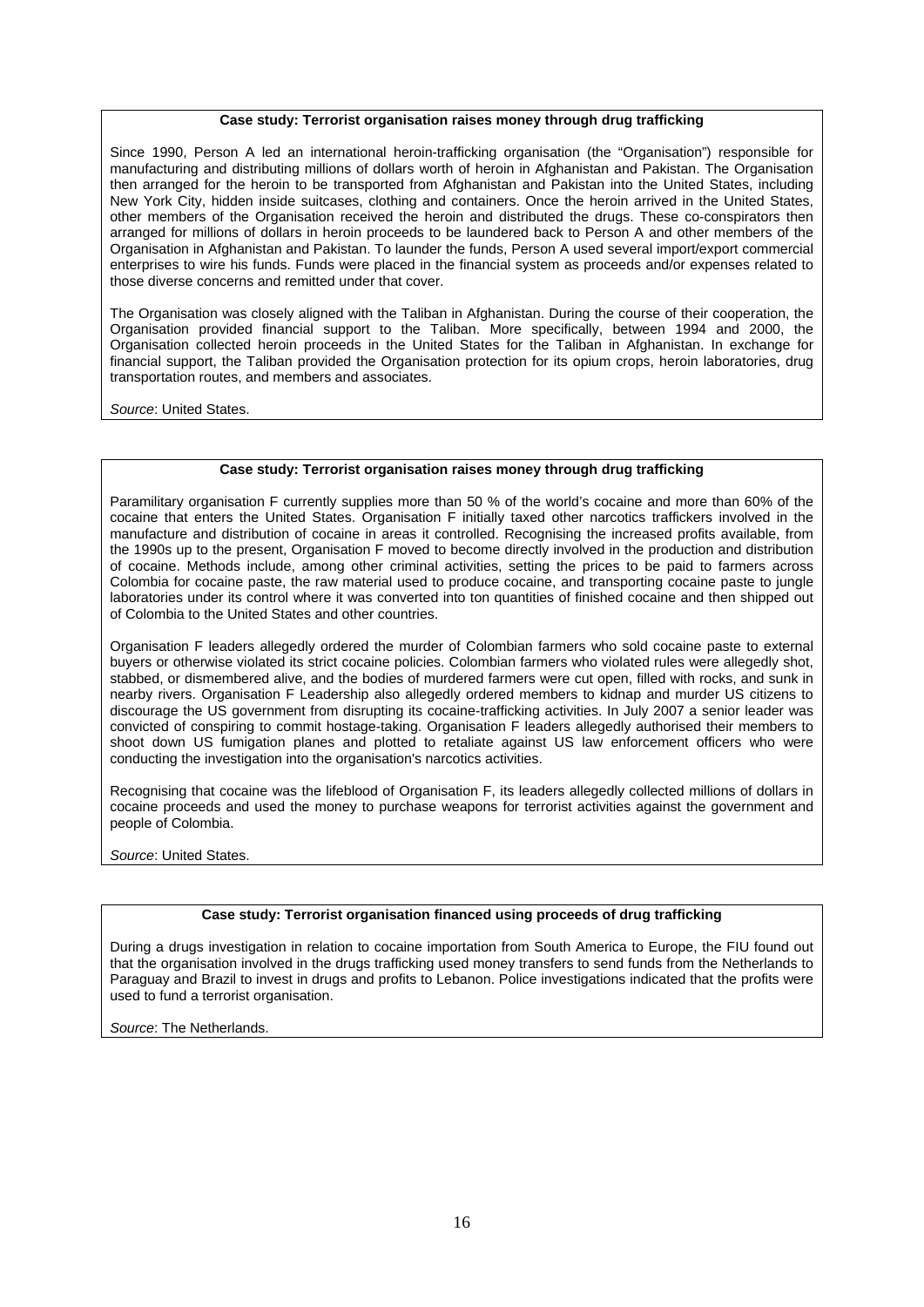**Case study: Terrorist organisation raises money through drug trafficking**

Since 1990, Person A led an international heroin-trafficking organisation (the "Organisation") responsible for manufacturing and distributing millions of dollars worth of heroin in Afghanistan and Pakistan. The Organisation then arranged for the heroin to be transported from Afghanistan and Pakistan into the United States, including New York City, hidden inside suitcases, clothing and containers. Once the heroin arrived in the United States, other members of the Organisation received the heroin and distributed the drugs. These co-conspirators then arranged for millions of dollars in heroin proceeds to be laundered back to Person A and other members of the Organisation in Afghanistan and Pakistan. To launder the funds, Person A used several import/export commercial enterprises to wire his funds. Funds were placed in the financial system as proceeds and/or expenses related to those diverse concerns and remitted under that cover.

The Organisation was closely aligned with the Taliban in Afghanistan. During the course of their cooperation, the Organisation provided financial support to the Taliban. More specifically, between 1994 and 2000, the Organisation collected heroin proceeds in the United States for the Taliban in Afghanistan. In exchange for financial support, the Taliban provided the Organisation protection for its opium crops, heroin laboratories, drug transportation routes, and members and associates.

*Source*: United States.

**Case study: Terrorist organisation raises money through drug trafficking**

Paramilitary organisation F currently supplies more than 50 % of the world's cocaine and more than 60% of the cocaine that enters the United States. Organisation F initially taxed other narcotics traffickers involved in the manufacture and distribution of cocaine in areas it controlled. Recognising the increased profits available, from the 1990s up to the present, Organisation F moved to become directly involved in the production and distribution of cocaine. Methods include, among other criminal activities, setting the prices to be paid to farmers across Colombia for cocaine paste, the raw material used to produce cocaine, and transporting cocaine paste to jungle laboratories under its control where it was converted into ton quantities of finished cocaine and then shipped out of Colombia to the United States and other countries.

Organisation F leaders allegedly ordered the murder of Colombian farmers who sold cocaine paste to external buyers or otherwise violated its strict cocaine policies. Colombian farmers who violated rules were allegedly shot, stabbed, or dismembered alive, and the bodies of murdered farmers were cut open, filled with rocks, and sunk in nearby rivers. Organisation F Leadership also allegedly ordered members to kidnap and murder US citizens to discourage the US government from disrupting its cocaine-trafficking activities. In July 2007 a senior leader was convicted of conspiring to commit hostage-taking. Organisation F leaders allegedly authorised their members to shoot down US fumigation planes and plotted to retaliate against US law enforcement officers who were conducting the investigation into the organisation's narcotics activities.

Recognising that cocaine was the lifeblood of Organisation F, its leaders allegedly collected millions of dollars in cocaine proceeds and used the money to purchase weapons for terrorist activities against the government and people of Colombia.

*Source*: United States.

**Case study: Terrorist organisation financed using proceeds of drug trafficking**

During a drugs investigation in relation to cocaine importation from South America to Europe, the FIU found out that the organisation involved in the drugs trafficking used money transfers to send funds from the Netherlands to Paraguay and Brazil to invest in drugs and profits to Lebanon. Police investigations indicated that the profits were used to fund a terrorist organisation.

*Source*: The Netherlands.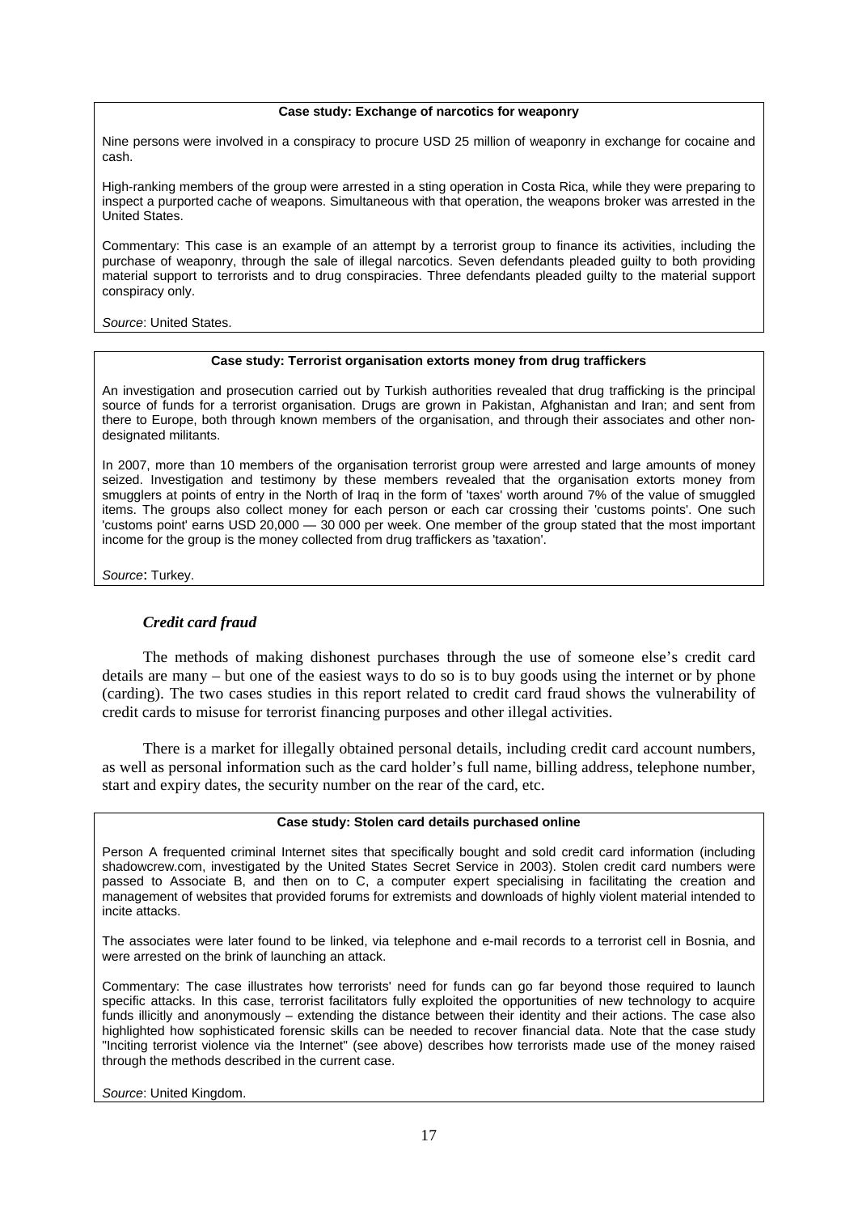**Case study: Exchange of narcotics for weaponry**

Nine persons were involved in a conspiracy to procure USD 25 million of weaponry in exchange for cocaine and cash.

High-ranking members of the group were arrested in a sting operation in Costa Rica, while they were preparing to inspect a purported cache of weapons. Simultaneous with that operation, the weapons broker was arrested in the United States.

Commentary: This case is an example of an attempt by a terrorist group to finance its activities, including the purchase of weaponry, through the sale of illegal narcotics. Seven defendants pleaded guilty to both providing material support to terrorists and to drug conspiracies. Three defendants pleaded guilty to the material support conspiracy only.

*Source*: United States.

**Case study: Terrorist organisation extorts money from drug traffickers**

An investigation and prosecution carried out by Turkish authorities revealed that drug trafficking is the principal source of funds for a terrorist organisation. Drugs are grown in Pakistan, Afghanistan and Iran; and sent from there to Europe, both through known members of the organisation, and through their associates and other non-designated militants.

In 2007, more than 10 members of the organisation terrorist group were arrested and large amounts of money seized. Investigation and testimony by these members revealed that the organisation extorts money from smugglers at points of entry in the North of Iraq in the form of 'taxes' worth around 7% of the value of smuggled items. The groups also collect money for each person or each car crossing their 'customs points'. One such 'customs point' earns USD 20,000 — 30 000 per week. One member of the group stated that the most important income for the group is the money collected from drug traffickers as 'taxation'.

*Source*: Turkey.

### *Credit card fraud*

The methods of making dishonest purchases through the use of someone else's credit card details are many – but one of the easiest ways to do so is to buy goods using the internet or by phone (carding). The two cases studies in this report related to credit card fraud shows the vulnerability of credit cards to misuse for terrorist financing purposes and other illegal activities.

There is a market for illegally obtained personal details, including credit card account numbers, as well as personal information such as the card holder's full name, billing address, telephone number, start and expiry dates, the security number on the rear of the card, etc.

**Case study: Stolen card details purchased online**

Person A frequented criminal Internet sites that specifically bought and sold credit card information (including shadowcrew.com, investigated by the United States Secret Service in 2003). Stolen credit card numbers were passed to Associate B, and then on to C, a computer expert specialising in facilitating the creation and management of websites that provided forums for extremists and downloads of highly violent material intended to incite attacks.

The associates were later found to be linked, via telephone and e-mail records to a terrorist cell in Bosnia, and were arrested on the brink of launching an attack.

Commentary: The case illustrates how terrorists' need for funds can go far beyond those required to launch specific attacks. In this case, terrorist facilitators fully exploited the opportunities of new technology to acquire funds illicitly and anonymously – extending the distance between their identity and their actions. The case also highlighted how sophisticated forensic skills can be needed to recover financial data. Note that the case study "Inciting terrorist violence via the Internet" (see above) describes how terrorists made use of the money raised through the methods described in the current case.

*Source*: United Kingdom.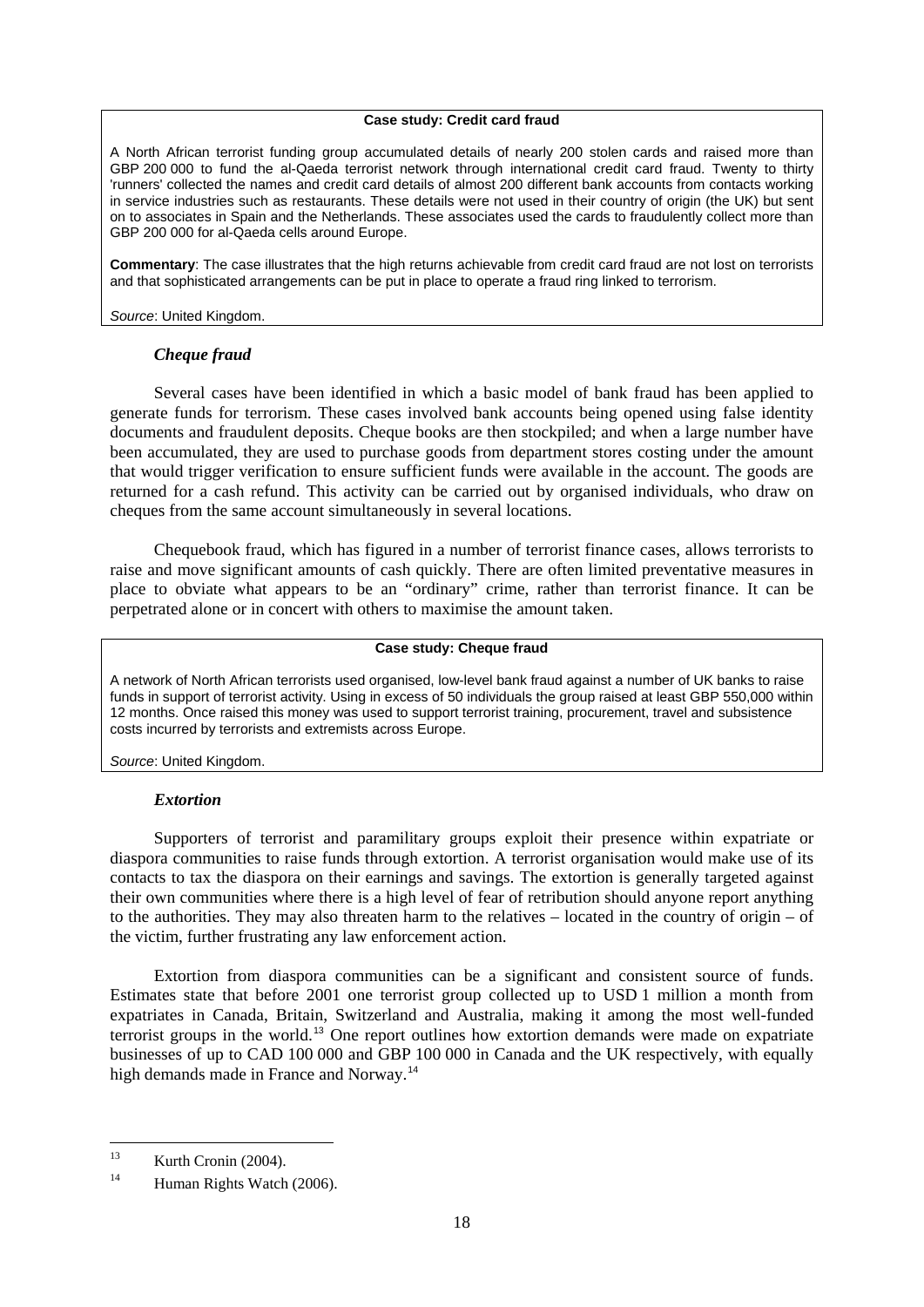**Case study: Credit card fraud**

A North African terrorist funding group accumulated details of nearly 200 stolen cards and raised more than GBP 200 000 to fund the al-Qaeda terrorist network through international credit card fraud. Twenty to thirty 'runners' collected the names and credit card details of almost 200 different bank accounts from contacts working in service industries such as restaurants. These details were not used in their country of origin (the UK) but sent on to associates in Spain and the Netherlands. These associates used the cards to fraudulently collect more than GBP 200 000 for al-Qaeda cells around Europe.

**Commentary**: The case illustrates that the high returns achievable from credit card fraud are not lost on terrorists and that sophisticated arrangements can be put in place to operate a fraud ring linked to terrorism.

*Source*: United Kingdom.

### *Cheque fraud*

Several cases have been identified in which a basic model of bank fraud has been applied to generate funds for terrorism. These cases involved bank accounts being opened using false identity documents and fraudulent deposits. Cheque books are then stockpiled; and when a large number have been accumulated, they are used to purchase goods from department stores costing under the amount that would trigger verification to ensure sufficient funds were available in the account. The goods are returned for a cash refund. This activity can be carried out by organised individuals, who draw on cheques from the same account simultaneously in several locations.

Chequebook fraud, which has figured in a number of terrorist finance cases, allows terrorists to raise and move significant amounts of cash quickly. There are often limited preventative measures in place to obviate what appears to be an "ordinary" crime, rather than terrorist finance. It can be perpetrated alone or in concert with others to maximise the amount taken.

**Case study: Cheque fraud**

A network of North African terrorists used organised, low-level bank fraud against a number of UK banks to raise funds in support of terrorist activity. Using in excess of 50 individuals the group raised at least GBP 550,000 within 12 months. Once raised this money was used to support terrorist training, procurement, travel and subsistence costs incurred by terrorists and extremists across Europe.

*Source*: United Kingdom.

### *Extortion*

Supporters of terrorist and paramilitary groups exploit their presence within expatriate or diaspora communities to raise funds through extortion. A terrorist organisation would make use of its contacts to tax the diaspora on their earnings and savings. The extortion is generally targeted against their own communities where there is a high level of fear of retribution should anyone report anything to the authorities. They may also threaten harm to the relatives – located in the country of origin – of the victim, further frustrating any law enforcement action.

Extortion from diaspora communities can be a significant and consistent source of funds. Estimates state that before 2001 one terrorist group collected up to USD 1 million a month from expatriates in Canada, Britain, Switzerland and Australia, making it among the most well-funded terrorist groups in the world.[13] One report outlines how extortion demands were made on expatriate businesses of up to CAD 100 000 and GBP 100 000 in Canada and the UK respectively, with equally high demands made in France and Norway.[14]

---

[13] Kurth Cronin (2004).

[14] Human Rights Watch (2006).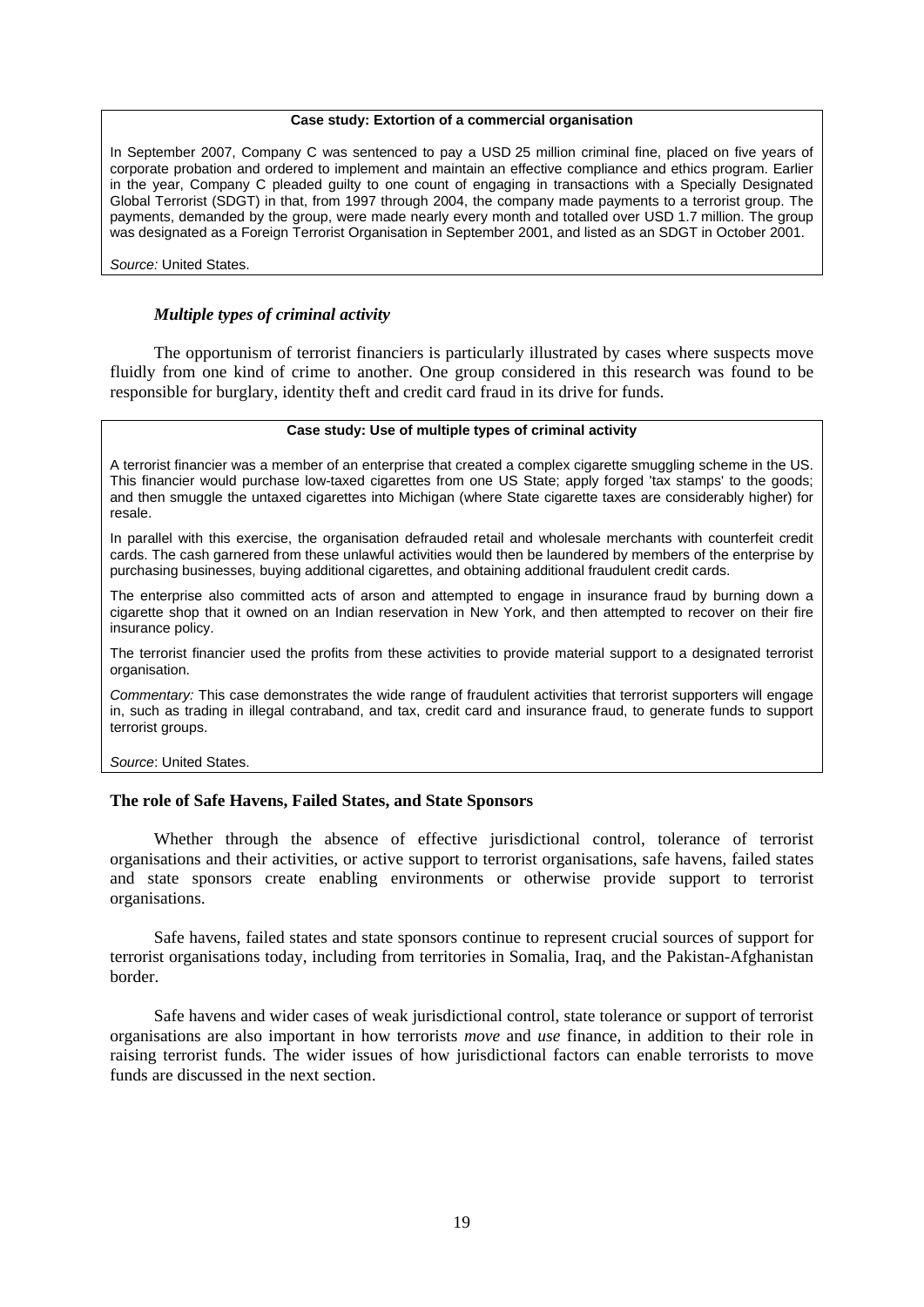**Case study: Extortion of a commercial organisation**

In September 2007, Company C was sentenced to pay a USD 25 million criminal fine, placed on five years of corporate probation and ordered to implement and maintain an effective compliance and ethics program. Earlier in the year, Company C pleaded guilty to one count of engaging in transactions with a Specially Designated Global Terrorist (SDGT) in that, from 1997 through 2004, the company made payments to a terrorist group. The payments, demanded by the group, were made nearly every month and totalled over USD 1.7 million. The group was designated as a Foreign Terrorist Organisation in September 2001, and listed as an SDGT in October 2001.

*Source:* United States.

### *Multiple types of criminal activity*

The opportunism of terrorist financiers is particularly illustrated by cases where suspects move fluidly from one kind of crime to another. One group considered in this research was found to be responsible for burglary, identity theft and credit card fraud in its drive for funds.

**Case study: Use of multiple types of criminal activity**

A terrorist financier was a member of an enterprise that created a complex cigarette smuggling scheme in the US. This financier would purchase low-taxed cigarettes from one US State; apply forged 'tax stamps' to the goods; and then smuggle the untaxed cigarettes into Michigan (where State cigarette taxes are considerably higher) for resale.

In parallel with this exercise, the organisation defrauded retail and wholesale merchants with counterfeit credit cards. The cash garnered from these unlawful activities would then be laundered by members of the enterprise by purchasing businesses, buying additional cigarettes, and obtaining additional fraudulent credit cards.

The enterprise also committed acts of arson and attempted to engage in insurance fraud by burning down a cigarette shop that it owned on an Indian reservation in New York, and then attempted to recover on their fire insurance policy.

The terrorist financier used the profits from these activities to provide material support to a designated terrorist organisation.

*Commentary:* This case demonstrates the wide range of fraudulent activities that terrorist supporters will engage in, such as trading in illegal contraband, and tax, credit card and insurance fraud, to generate funds to support terrorist groups.

*Source*: United States.

## The role of Safe Havens, Failed States, and State Sponsors

Whether through the absence of effective jurisdictional control, tolerance of terrorist organisations and their activities, or active support to terrorist organisations, safe havens, failed states and state sponsors create enabling environments or otherwise provide support to terrorist organisations.

Safe havens, failed states and state sponsors continue to represent crucial sources of support for terrorist organisations today, including from territories in Somalia, Iraq, and the Pakistan-Afghanistan border.

Safe havens and wider cases of weak jurisdictional control, state tolerance or support of terrorist organisations are also important in how terrorists *move* and *use* finance, in addition to their role in raising terrorist funds. The wider issues of how jurisdictional factors can enable terrorists to move funds are discussed in the next section.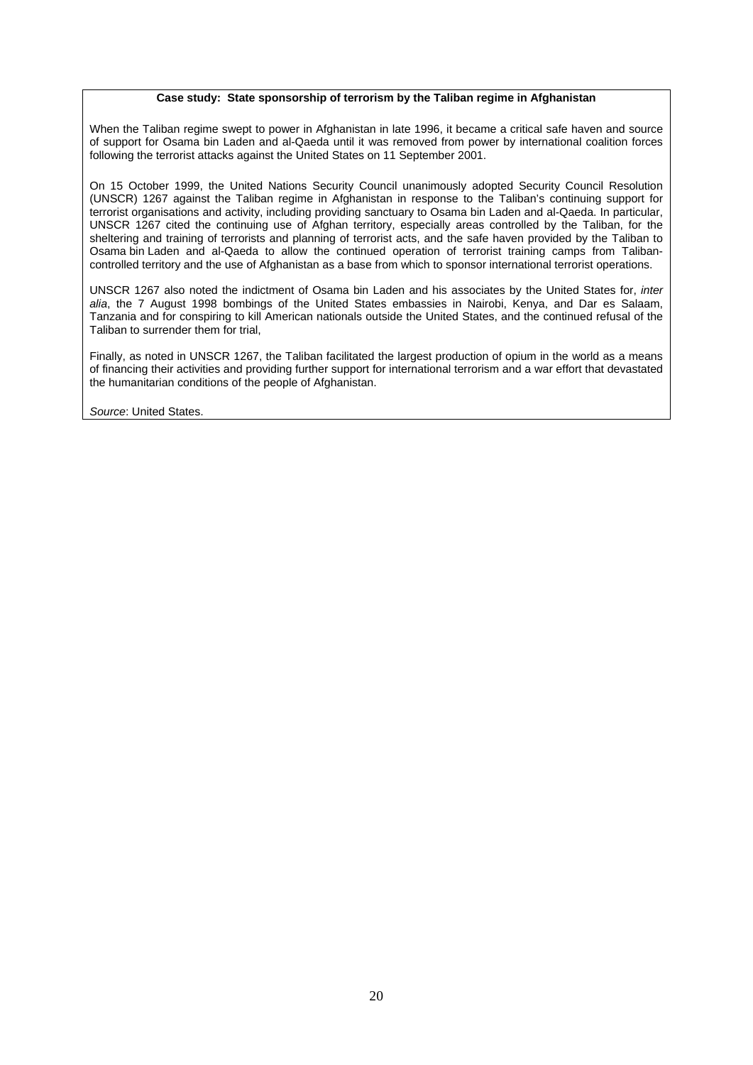**Case study: State sponsorship of terrorism by the Taliban regime in Afghanistan**

When the Taliban regime swept to power in Afghanistan in late 1996, it became a critical safe haven and source of support for Osama bin Laden and al-Qaeda until it was removed from power by international coalition forces following the terrorist attacks against the United States on 11 September 2001.

On 15 October 1999, the United Nations Security Council unanimously adopted Security Council Resolution (UNSCR) 1267 against the Taliban regime in Afghanistan in response to the Taliban's continuing support for terrorist organisations and activity, including providing sanctuary to Osama bin Laden and al-Qaeda. In particular, UNSCR 1267 cited the continuing use of Afghan territory, especially areas controlled by the Taliban, for the sheltering and training of terrorists and planning of terrorist acts, and the safe haven provided by the Taliban to Osama bin Laden and al-Qaeda to allow the continued operation of terrorist training camps from Taliban-controlled territory and the use of Afghanistan as a base from which to sponsor international terrorist operations.

UNSCR 1267 also noted the indictment of Osama bin Laden and his associates by the United States for, *inter alia*, the 7 August 1998 bombings of the United States embassies in Nairobi, Kenya, and Dar es Salaam, Tanzania and for conspiring to kill American nationals outside the United States, and the continued refusal of the Taliban to surrender them for trial,

Finally, as noted in UNSCR 1267, the Taliban facilitated the largest production of opium in the world as a means of financing their activities and providing further support for international terrorism and a war effort that devastated the humanitarian conditions of the people of Afghanistan.

*Source*: United States.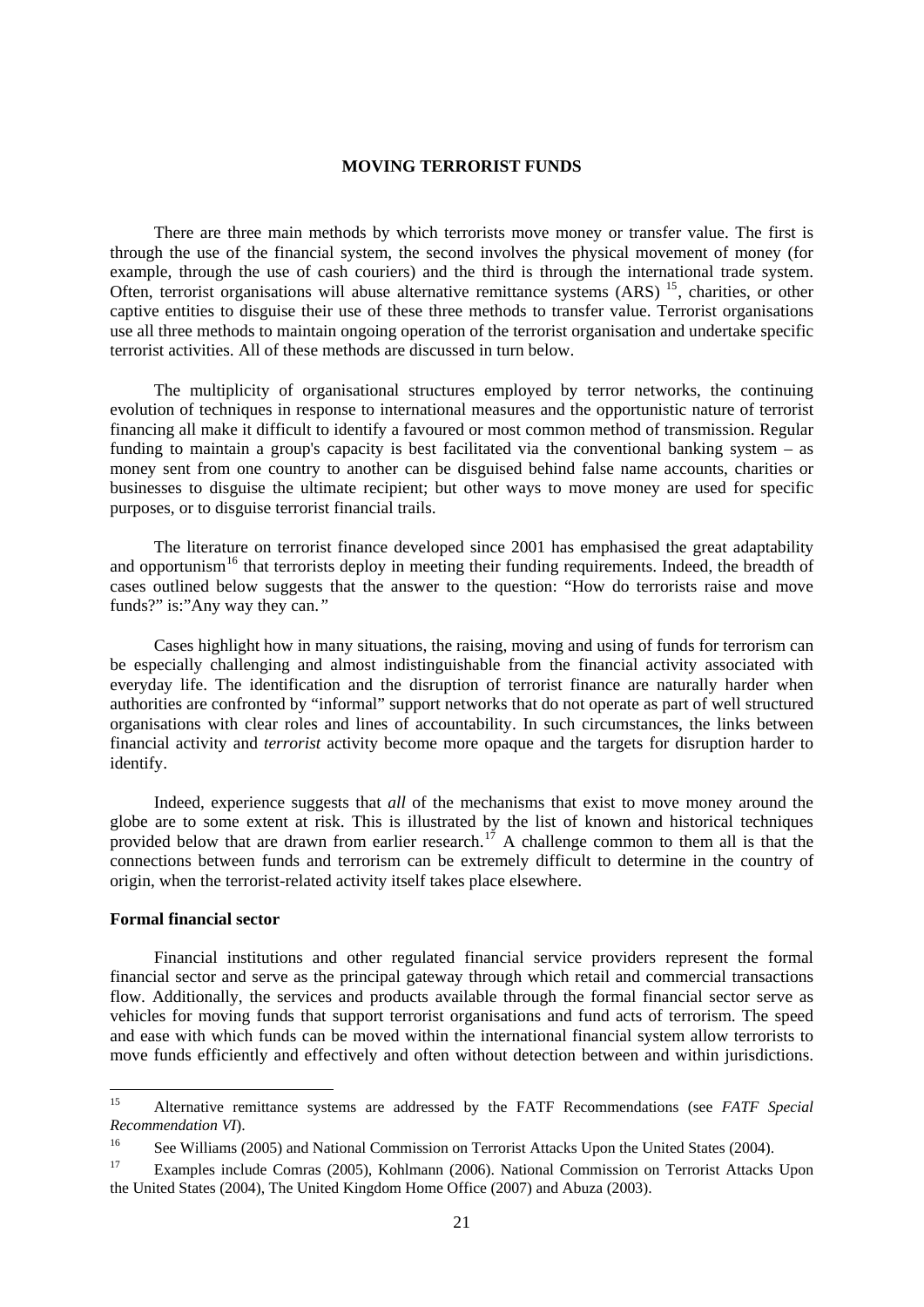## MOVING TERRORIST FUNDS

There are three main methods by which terrorists move money or transfer value. The first is through the use of the financial system, the second involves the physical movement of money (for example, through the use of cash couriers) and the third is through the international trade system. Often, terrorist organisations will abuse alternative remittance systems (ARS) [15], charities, or other captive entities to disguise their use of these three methods to transfer value. Terrorist organisations use all three methods to maintain ongoing operation of the terrorist organisation and undertake specific terrorist activities. All of these methods are discussed in turn below.

The multiplicity of organisational structures employed by terror networks, the continuing evolution of techniques in response to international measures and the opportunistic nature of terrorist financing all make it difficult to identify a favoured or most common method of transmission. Regular funding to maintain a group's capacity is best facilitated via the conventional banking system – as money sent from one country to another can be disguised behind false name accounts, charities or businesses to disguise the ultimate recipient; but other ways to move money are used for specific purposes, or to disguise terrorist financial trails.

The literature on terrorist finance developed since 2001 has emphasised the great adaptability and opportunism[16] that terrorists deploy in meeting their funding requirements. Indeed, the breadth of cases outlined below suggests that the answer to the question: "How do terrorists raise and move funds?" is:"Any way they can."

Cases highlight how in many situations, the raising, moving and using of funds for terrorism can be especially challenging and almost indistinguishable from the financial activity associated with everyday life. The identification and the disruption of terrorist finance are naturally harder when authorities are confronted by "informal" support networks that do not operate as part of well structured organisations with clear roles and lines of accountability. In such circumstances, the links between financial activity and *terrorist* activity become more opaque and the targets for disruption harder to identify.

Indeed, experience suggests that *all* of the mechanisms that exist to move money around the globe are to some extent at risk. This is illustrated by the list of known and historical techniques provided below that are drawn from earlier research.[17] A challenge common to them all is that the connections between funds and terrorism can be extremely difficult to determine in the country of origin, when the terrorist-related activity itself takes place elsewhere.

### Formal financial sector

Financial institutions and other regulated financial service providers represent the formal financial sector and serve as the principal gateway through which retail and commercial transactions flow. Additionally, the services and products available through the formal financial sector serve as vehicles for moving funds that support terrorist organisations and fund acts of terrorism. The speed and ease with which funds can be moved within the international financial system allow terrorists to move funds efficiently and effectively and often without detection between and within jurisdictions.

---

[15] Alternative remittance systems are addressed by the FATF Recommendations (see *FATF Special Recommendation VI*).

[16] See Williams (2005) and National Commission on Terrorist Attacks Upon the United States (2004).

[17] Examples include Comras (2005), Kohlmann (2006). National Commission on Terrorist Attacks Upon the United States (2004), The United Kingdom Home Office (2007) and Abuza (2003).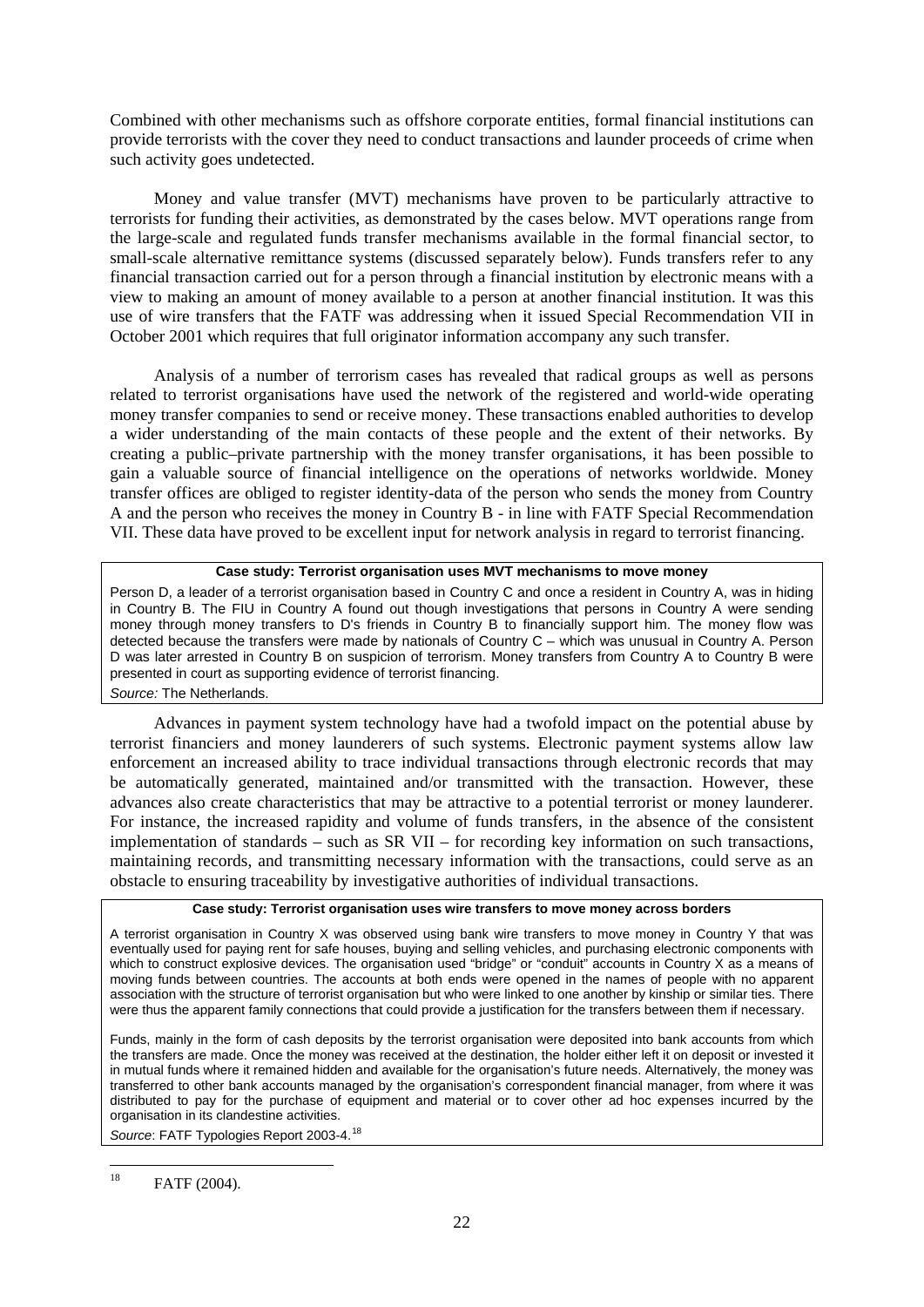Combined with other mechanisms such as offshore corporate entities, formal financial institutions can provide terrorists with the cover they need to conduct transactions and launder proceeds of crime when such activity goes undetected.

Money and value transfer (MVT) mechanisms have proven to be particularly attractive to terrorists for funding their activities, as demonstrated by the cases below. MVT operations range from the large-scale and regulated funds transfer mechanisms available in the formal financial sector, to small-scale alternative remittance systems (discussed separately below). Funds transfers refer to any financial transaction carried out for a person through a financial institution by electronic means with a view to making an amount of money available to a person at another financial institution. It was this use of wire transfers that the FATF was addressing when it issued Special Recommendation VII in October 2001 which requires that full originator information accompany any such transfer.

Analysis of a number of terrorism cases has revealed that radical groups as well as persons related to terrorist organisations have used the network of the registered and world-wide operating money transfer companies to send or receive money. These transactions enabled authorities to develop a wider understanding of the main contacts of these people and the extent of their networks. By creating a public–private partnership with the money transfer organisations, it has been possible to gain a valuable source of financial intelligence on the operations of networks worldwide. Money transfer offices are obliged to register identity-data of the person who sends the money from Country A and the person who receives the money in Country B - in line with FATF Special Recommendation VII. These data have proved to be excellent input for network analysis in regard to terrorist financing.

**Case study: Terrorist organisation uses MVT mechanisms to move money**

Person D, a leader of a terrorist organisation based in Country C and once a resident in Country A, was in hiding in Country B. The FIU in Country A found out though investigations that persons in Country A were sending money through money transfers to D's friends in Country B to financially support him. The money flow was detected because the transfers were made by nationals of Country C – which was unusual in Country A. Person D was later arrested in Country B on suspicion of terrorism. Money transfers from Country A to Country B were presented in court as supporting evidence of terrorist financing.

*Source:* The Netherlands.

Advances in payment system technology have had a twofold impact on the potential abuse by terrorist financiers and money launderers of such systems. Electronic payment systems allow law enforcement an increased ability to trace individual transactions through electronic records that may be automatically generated, maintained and/or transmitted with the transaction. However, these advances also create characteristics that may be attractive to a potential terrorist or money launderer. For instance, the increased rapidity and volume of funds transfers, in the absence of the consistent implementation of standards – such as SR VII – for recording key information on such transactions, maintaining records, and transmitting necessary information with the transactions, could serve as an obstacle to ensuring traceability by investigative authorities of individual transactions.

**Case study: Terrorist organisation uses wire transfers to move money across borders**

A terrorist organisation in Country X was observed using bank wire transfers to move money in Country Y that was eventually used for paying rent for safe houses, buying and selling vehicles, and purchasing electronic components with which to construct explosive devices. The organisation used "bridge" or "conduit" accounts in Country X as a means of moving funds between countries. The accounts at both ends were opened in the names of people with no apparent association with the structure of terrorist organisation but who were linked to one another by kinship or similar ties. There were thus the apparent family connections that could provide a justification for the transfers between them if necessary.

Funds, mainly in the form of cash deposits by the terrorist organisation were deposited into bank accounts from which the transfers are made. Once the money was received at the destination, the holder either left it on deposit or invested it in mutual funds where it remained hidden and available for the organisation's future needs. Alternatively, the money was transferred to other bank accounts managed by the organisation's correspondent financial manager, from where it was distributed to pay for the purchase of equipment and material or to cover other ad hoc expenses incurred by the organisation in its clandestine activities.

*Source*: FATF Typologies Report 2003-4.[18]

[18] FATF (2004).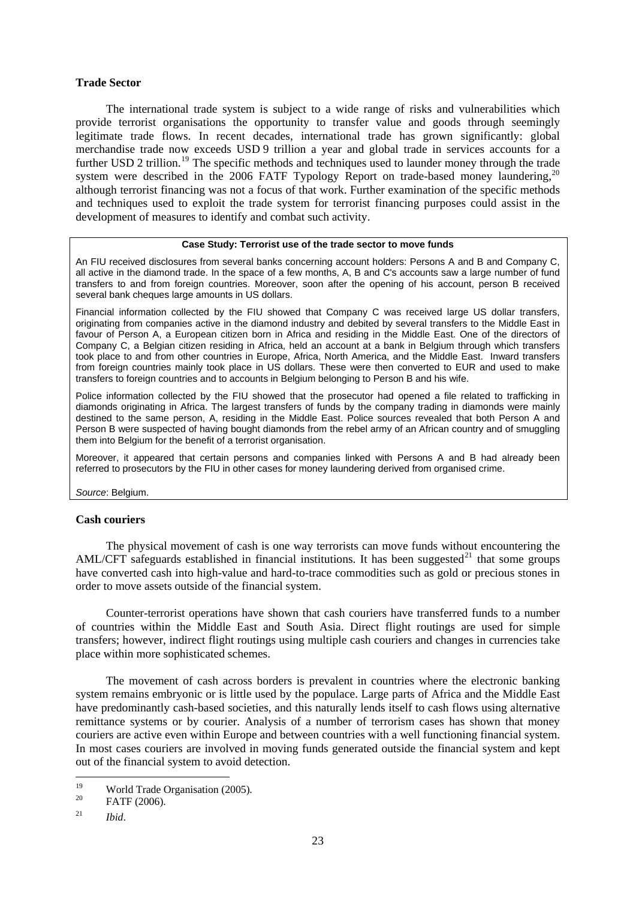**Trade Sector**

The international trade system is subject to a wide range of risks and vulnerabilities which provide terrorist organisations the opportunity to transfer value and goods through seemingly legitimate trade flows. In recent decades, international trade has grown significantly: global merchandise trade now exceeds USD 9 trillion a year and global trade in services accounts for a further USD 2 trillion.[19] The specific methods and techniques used to launder money through the trade system were described in the 2006 FATF Typology Report on trade-based money laundering,[20] although terrorist financing was not a focus of that work. Further examination of the specific methods and techniques used to exploit the trade system for terrorist financing purposes could assist in the development of measures to identify and combat such activity.

**Case Study: Terrorist use of the trade sector to move funds**

An FIU received disclosures from several banks concerning account holders: Persons A and B and Company C, all active in the diamond trade. In the space of a few months, A, B and C's accounts saw a large number of fund transfers to and from foreign countries. Moreover, soon after the opening of his account, person B received several bank cheques large amounts in US dollars.

Financial information collected by the FIU showed that Company C was received large US dollar transfers, originating from companies active in the diamond industry and debited by several transfers to the Middle East in favour of Person A, a European citizen born in Africa and residing in the Middle East. One of the directors of Company C, a Belgian citizen residing in Africa, held an account at a bank in Belgium through which transfers took place to and from other countries in Europe, Africa, North America, and the Middle East. Inward transfers from foreign countries mainly took place in US dollars. These were then converted to EUR and used to make transfers to foreign countries and to accounts in Belgium belonging to Person B and his wife.

Police information collected by the FIU showed that the prosecutor had opened a file related to trafficking in diamonds originating in Africa. The largest transfers of funds by the company trading in diamonds were mainly destined to the same person, A, residing in the Middle East. Police sources revealed that both Person A and Person B were suspected of having bought diamonds from the rebel army of an African country and of smuggling them into Belgium for the benefit of a terrorist organisation.

Moreover, it appeared that certain persons and companies linked with Persons A and B had already been referred to prosecutors by the FIU in other cases for money laundering derived from organised crime.

*Source*: Belgium.

**Cash couriers**

The physical movement of cash is one way terrorists can move funds without encountering the AML/CFT safeguards established in financial institutions. It has been suggested[21] that some groups have converted cash into high-value and hard-to-trace commodities such as gold or precious stones in order to move assets outside of the financial system.

Counter-terrorist operations have shown that cash couriers have transferred funds to a number of countries within the Middle East and South Asia. Direct flight routings are used for simple transfers; however, indirect flight routings using multiple cash couriers and changes in currencies take place within more sophisticated schemes.

The movement of cash across borders is prevalent in countries where the electronic banking system remains embryonic or is little used by the populace. Large parts of Africa and the Middle East have predominantly cash-based societies, and this naturally lends itself to cash flows using alternative remittance systems or by courier. Analysis of a number of terrorism cases has shown that money couriers are active even within Europe and between countries with a well functioning financial system. In most cases couriers are involved in moving funds generated outside the financial system and kept out of the financial system to avoid detection.

---

[19] World Trade Organisation (2005).

[20] FATF (2006).

[21] *Ibid*.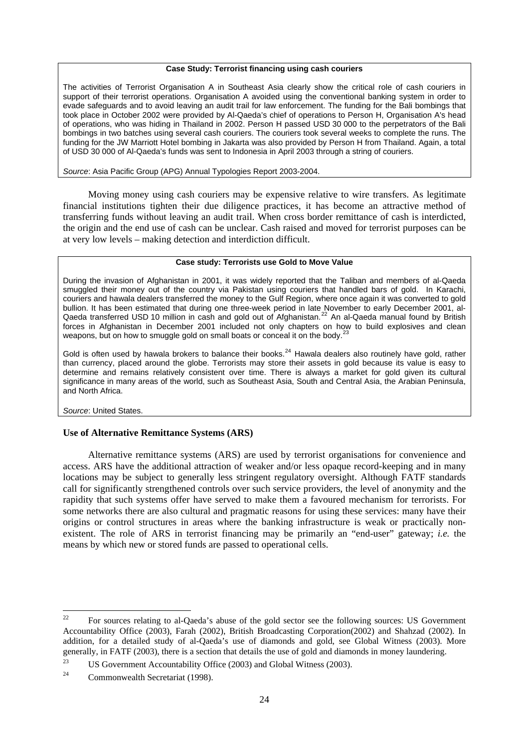**Case Study: Terrorist financing using cash couriers**

The activities of Terrorist Organisation A in Southeast Asia clearly show the critical role of cash couriers in support of their terrorist operations. Organisation A avoided using the conventional banking system in order to evade safeguards and to avoid leaving an audit trail for law enforcement. The funding for the Bali bombings that took place in October 2002 were provided by Al-Qaeda's chief of operations to Person H, Organisation A's head of operations, who was hiding in Thailand in 2002. Person H passed USD 30 000 to the perpetrators of the Bali bombings in two batches using several cash couriers. The couriers took several weeks to complete the runs. The funding for the JW Marriott Hotel bombing in Jakarta was also provided by Person H from Thailand. Again, a total of USD 30 000 of Al-Qaeda's funds was sent to Indonesia in April 2003 through a string of couriers.

*Source*: Asia Pacific Group (APG) Annual Typologies Report 2003-2004.

Moving money using cash couriers may be expensive relative to wire transfers. As legitimate financial institutions tighten their due diligence practices, it has become an attractive method of transferring funds without leaving an audit trail. When cross border remittance of cash is interdicted, the origin and the end use of cash can be unclear. Cash raised and moved for terrorist purposes can be at very low levels – making detection and interdiction difficult.

**Case study: Terrorists use Gold to Move Value**

During the invasion of Afghanistan in 2001, it was widely reported that the Taliban and members of al-Qaeda smuggled their money out of the country via Pakistan using couriers that handled bars of gold. In Karachi, couriers and hawala dealers transferred the money to the Gulf Region, where once again it was converted to gold bullion. It has been estimated that during one three-week period in late November to early December 2001, al-Qaeda transferred USD 10 million in cash and gold out of Afghanistan.[22] An al-Qaeda manual found by British forces in Afghanistan in December 2001 included not only chapters on how to build explosives and clean weapons, but on how to smuggle gold on small boats or conceal it on the body.[23]

Gold is often used by hawala brokers to balance their books.[24] Hawala dealers also routinely have gold, rather than currency, placed around the globe. Terrorists may store their assets in gold because its value is easy to determine and remains relatively consistent over time. There is always a market for gold given its cultural significance in many areas of the world, such as Southeast Asia, South and Central Asia, the Arabian Peninsula, and North Africa.

*Source*: United States.

**Use of Alternative Remittance Systems (ARS)**

Alternative remittance systems (ARS) are used by terrorist organisations for convenience and access. ARS have the additional attraction of weaker and/or less opaque record-keeping and in many locations may be subject to generally less stringent regulatory oversight. Although FATF standards call for significantly strengthened controls over such service providers, the level of anonymity and the rapidity that such systems offer have served to make them a favoured mechanism for terrorists. For some networks there are also cultural and pragmatic reasons for using these services: many have their origins or control structures in areas where the banking infrastructure is weak or practically non-existent. The role of ARS in terrorist financing may be primarily an "end-user" gateway; *i.e.* the means by which new or stored funds are passed to operational cells.

---

[22] For sources relating to al-Qaeda's abuse of the gold sector see the following sources: US Government Accountability Office (2003), Farah (2002), British Broadcasting Corporation(2002) and Shahzad (2002). In addition, for a detailed study of al-Qaeda's use of diamonds and gold, see Global Witness (2003). More generally, in FATF (2003), there is a section that details the use of gold and diamonds in money laundering.

[23] US Government Accountability Office (2003) and Global Witness (2003).

[24] Commonwealth Secretariat (1998).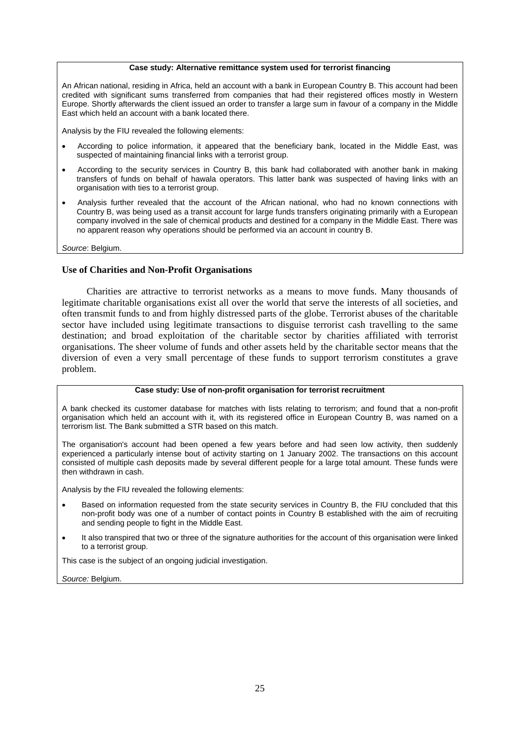**Case study: Alternative remittance system used for terrorist financing**

An African national, residing in Africa, held an account with a bank in European Country B. This account had been credited with significant sums transferred from companies that had their registered offices mostly in Western Europe. Shortly afterwards the client issued an order to transfer a large sum in favour of a company in the Middle East which held an account with a bank located there.

Analysis by the FIU revealed the following elements:

- According to police information, it appeared that the beneficiary bank, located in the Middle East, was suspected of maintaining financial links with a terrorist group.
- According to the security services in Country B, this bank had collaborated with another bank in making transfers of funds on behalf of hawala operators. This latter bank was suspected of having links with an organisation with ties to a terrorist group.
- Analysis further revealed that the account of the African national, who had no known connections with Country B, was being used as a transit account for large funds transfers originating primarily with a European company involved in the sale of chemical products and destined for a company in the Middle East. There was no apparent reason why operations should be performed via an account in country B.

*Source*: Belgium.

### Use of Charities and Non-Profit Organisations

Charities are attractive to terrorist networks as a means to move funds. Many thousands of legitimate charitable organisations exist all over the world that serve the interests of all societies, and often transmit funds to and from highly distressed parts of the globe. Terrorist abuses of the charitable sector have included using legitimate transactions to disguise terrorist cash travelling to the same destination; and broad exploitation of the charitable sector by charities affiliated with terrorist organisations. The sheer volume of funds and other assets held by the charitable sector means that the diversion of even a very small percentage of these funds to support terrorism constitutes a grave problem.

**Case study: Use of non-profit organisation for terrorist recruitment**

A bank checked its customer database for matches with lists relating to terrorism; and found that a non-profit organisation which held an account with it, with its registered office in European Country B, was named on a terrorism list. The Bank submitted a STR based on this match.

The organisation's account had been opened a few years before and had seen low activity, then suddenly experienced a particularly intense bout of activity starting on 1 January 2002. The transactions on this account consisted of multiple cash deposits made by several different people for a large total amount. These funds were then withdrawn in cash.

Analysis by the FIU revealed the following elements:

- Based on information requested from the state security services in Country B, the FIU concluded that this non-profit body was one of a number of contact points in Country B established with the aim of recruiting and sending people to fight in the Middle East.
- It also transpired that two or three of the signature authorities for the account of this organisation were linked to a terrorist group.

This case is the subject of an ongoing judicial investigation.

*Source:* Belgium.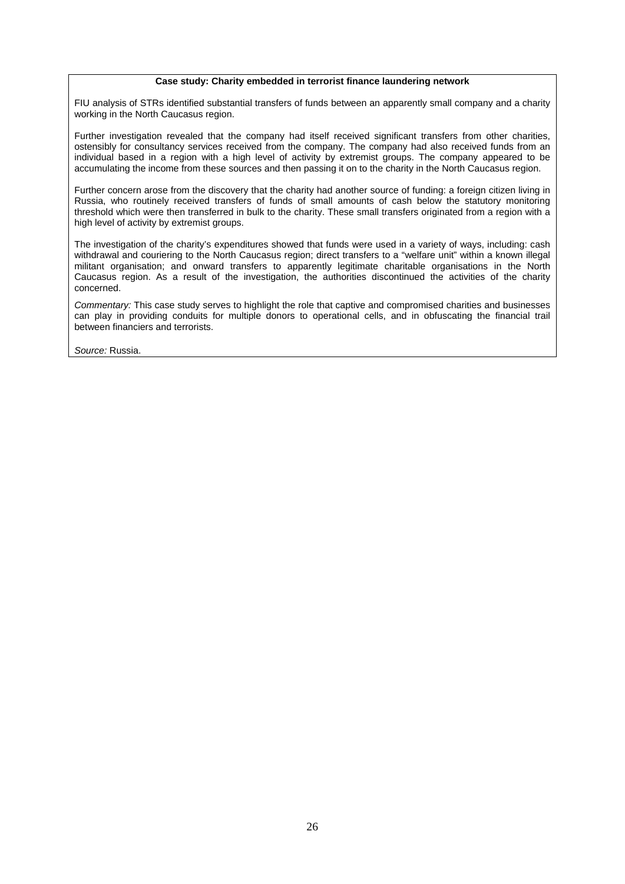**Case study: Charity embedded in terrorist finance laundering network**

FIU analysis of STRs identified substantial transfers of funds between an apparently small company and a charity working in the North Caucasus region.

Further investigation revealed that the company had itself received significant transfers from other charities, ostensibly for consultancy services received from the company. The company had also received funds from an individual based in a region with a high level of activity by extremist groups. The company appeared to be accumulating the income from these sources and then passing it on to the charity in the North Caucasus region.

Further concern arose from the discovery that the charity had another source of funding: a foreign citizen living in Russia, who routinely received transfers of funds of small amounts of cash below the statutory monitoring threshold which were then transferred in bulk to the charity. These small transfers originated from a region with a high level of activity by extremist groups.

The investigation of the charity's expenditures showed that funds were used in a variety of ways, including: cash withdrawal and couriering to the North Caucasus region; direct transfers to a "welfare unit" within a known illegal militant organisation; and onward transfers to apparently legitimate charitable organisations in the North Caucasus region. As a result of the investigation, the authorities discontinued the activities of the charity concerned.

*Commentary:* This case study serves to highlight the role that captive and compromised charities and businesses can play in providing conduits for multiple donors to operational cells, and in obfuscating the financial trail between financiers and terrorists.

*Source:* Russia.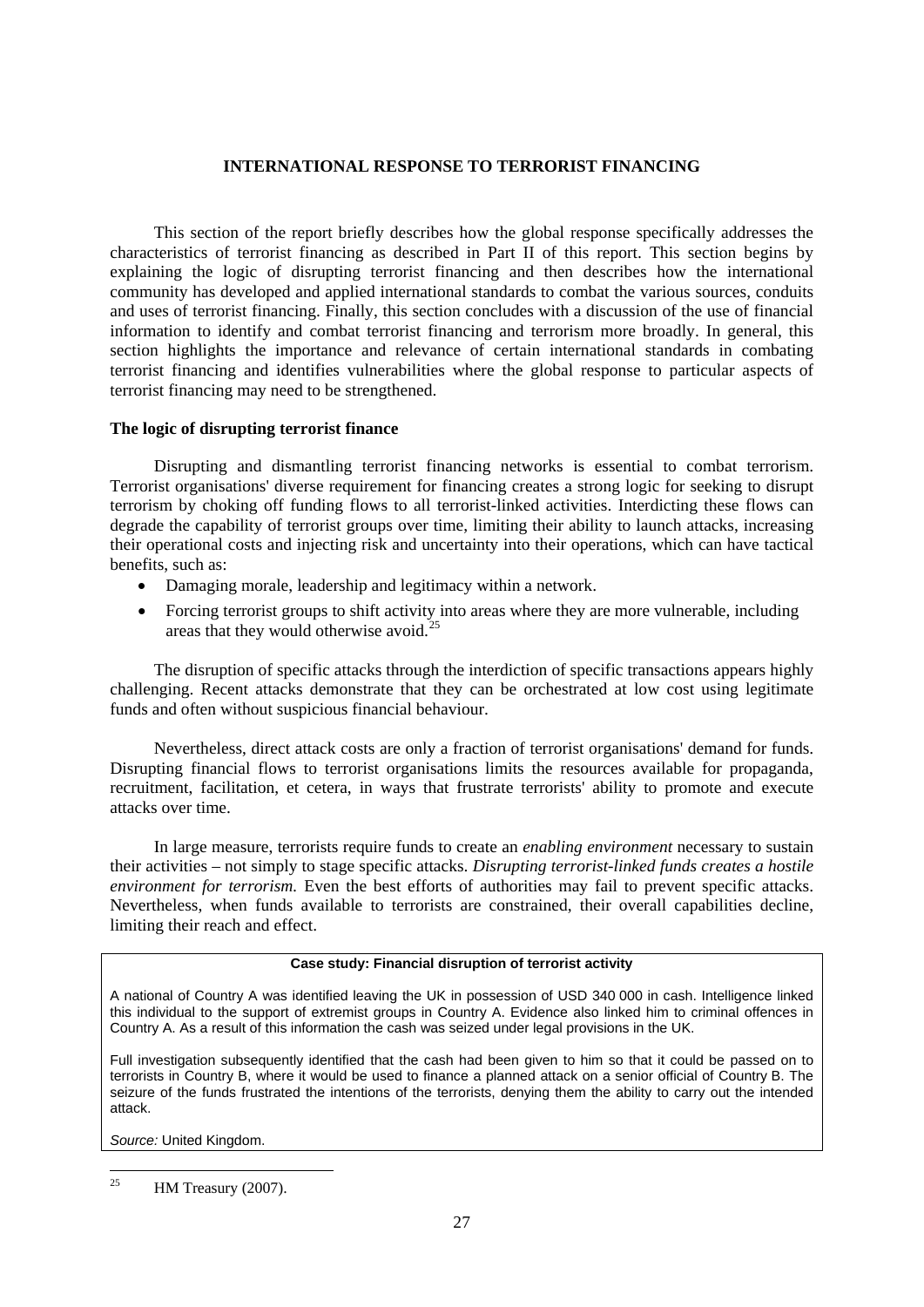# INTERNATIONAL RESPONSE TO TERRORIST FINANCING

This section of the report briefly describes how the global response specifically addresses the characteristics of terrorist financing as described in Part II of this report. This section begins by explaining the logic of disrupting terrorist financing and then describes how the international community has developed and applied international standards to combat the various sources, conduits and uses of terrorist financing. Finally, this section concludes with a discussion of the use of financial information to identify and combat terrorist financing and terrorism more broadly. In general, this section highlights the importance and relevance of certain international standards in combating terrorist financing and identifies vulnerabilities where the global response to particular aspects of terrorist financing may need to be strengthened.

## The logic of disrupting terrorist finance

Disrupting and dismantling terrorist financing networks is essential to combat terrorism. Terrorist organisations' diverse requirement for financing creates a strong logic for seeking to disrupt terrorism by choking off funding flows to all terrorist-linked activities. Interdicting these flows can degrade the capability of terrorist groups over time, limiting their ability to launch attacks, increasing their operational costs and injecting risk and uncertainty into their operations, which can have tactical benefits, such as:

- Damaging morale, leadership and legitimacy within a network.
- Forcing terrorist groups to shift activity into areas where they are more vulnerable, including areas that they would otherwise avoid.[25]

The disruption of specific attacks through the interdiction of specific transactions appears highly challenging. Recent attacks demonstrate that they can be orchestrated at low cost using legitimate funds and often without suspicious financial behaviour.

Nevertheless, direct attack costs are only a fraction of terrorist organisations' demand for funds. Disrupting financial flows to terrorist organisations limits the resources available for propaganda, recruitment, facilitation, et cetera, in ways that frustrate terrorists' ability to promote and execute attacks over time.

In large measure, terrorists require funds to create an *enabling environment* necessary to sustain their activities – not simply to stage specific attacks. *Disrupting terrorist-linked funds creates a hostile environment for terrorism.* Even the best efforts of authorities may fail to prevent specific attacks. Nevertheless, when funds available to terrorists are constrained, their overall capabilities decline, limiting their reach and effect.

> **Case study: Financial disruption of terrorist activity**
>
> A national of Country A was identified leaving the UK in possession of USD 340 000 in cash. Intelligence linked this individual to the support of extremist groups in Country A. Evidence also linked him to criminal offences in Country A. As a result of this information the cash was seized under legal provisions in the UK.
>
> Full investigation subsequently identified that the cash had been given to him so that it could be passed on to terrorists in Country B, where it would be used to finance a planned attack on a senior official of Country B. The seizure of the funds frustrated the intentions of the terrorists, denying them the ability to carry out the intended attack.
>
> *Source:* United Kingdom.

[25] HM Treasury (2007).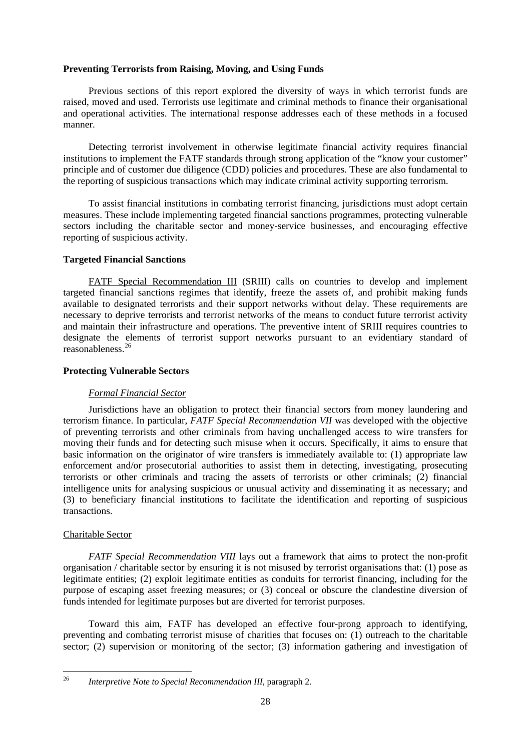**Preventing Terrorists from Raising, Moving, and Using Funds**

Previous sections of this report explored the diversity of ways in which terrorist funds are raised, moved and used. Terrorists use legitimate and criminal methods to finance their organisational and operational activities. The international response addresses each of these methods in a focused manner.

Detecting terrorist involvement in otherwise legitimate financial activity requires financial institutions to implement the FATF standards through strong application of the "know your customer" principle and of customer due diligence (CDD) policies and procedures. These are also fundamental to the reporting of suspicious transactions which may indicate criminal activity supporting terrorism.

To assist financial institutions in combating terrorist financing, jurisdictions must adopt certain measures. These include implementing targeted financial sanctions programmes, protecting vulnerable sectors including the charitable sector and money-service businesses, and encouraging effective reporting of suspicious activity.

**Targeted Financial Sanctions**

FATF Special Recommendation III (SRIII) calls on countries to develop and implement targeted financial sanctions regimes that identify, freeze the assets of, and prohibit making funds available to designated terrorists and their support networks without delay. These requirements are necessary to deprive terrorists and terrorist networks of the means to conduct future terrorist activity and maintain their infrastructure and operations. The preventive intent of SRIII requires countries to designate the elements of terrorist support networks pursuant to an evidentiary standard of reasonableness.[26]

**Protecting Vulnerable Sectors**

*Formal Financial Sector*

Jurisdictions have an obligation to protect their financial sectors from money laundering and terrorism finance. In particular, *FATF Special Recommendation VII* was developed with the objective of preventing terrorists and other criminals from having unchallenged access to wire transfers for moving their funds and for detecting such misuse when it occurs. Specifically, it aims to ensure that basic information on the originator of wire transfers is immediately available to: (1) appropriate law enforcement and/or prosecutorial authorities to assist them in detecting, investigating, prosecuting terrorists or other criminals and tracing the assets of terrorists or other criminals; (2) financial intelligence units for analysing suspicious or unusual activity and disseminating it as necessary; and (3) to beneficiary financial institutions to facilitate the identification and reporting of suspicious transactions.

Charitable Sector

*FATF Special Recommendation VIII* lays out a framework that aims to protect the non-profit organisation / charitable sector by ensuring it is not misused by terrorist organisations that: (1) pose as legitimate entities; (2) exploit legitimate entities as conduits for terrorist financing, including for the purpose of escaping asset freezing measures; or (3) conceal or obscure the clandestine diversion of funds intended for legitimate purposes but are diverted for terrorist purposes.

Toward this aim, FATF has developed an effective four-prong approach to identifying, preventing and combating terrorist misuse of charities that focuses on: (1) outreach to the charitable sector; (2) supervision or monitoring of the sector; (3) information gathering and investigation of

---

[26] *Interpretive Note to Special Recommendation III*, paragraph 2.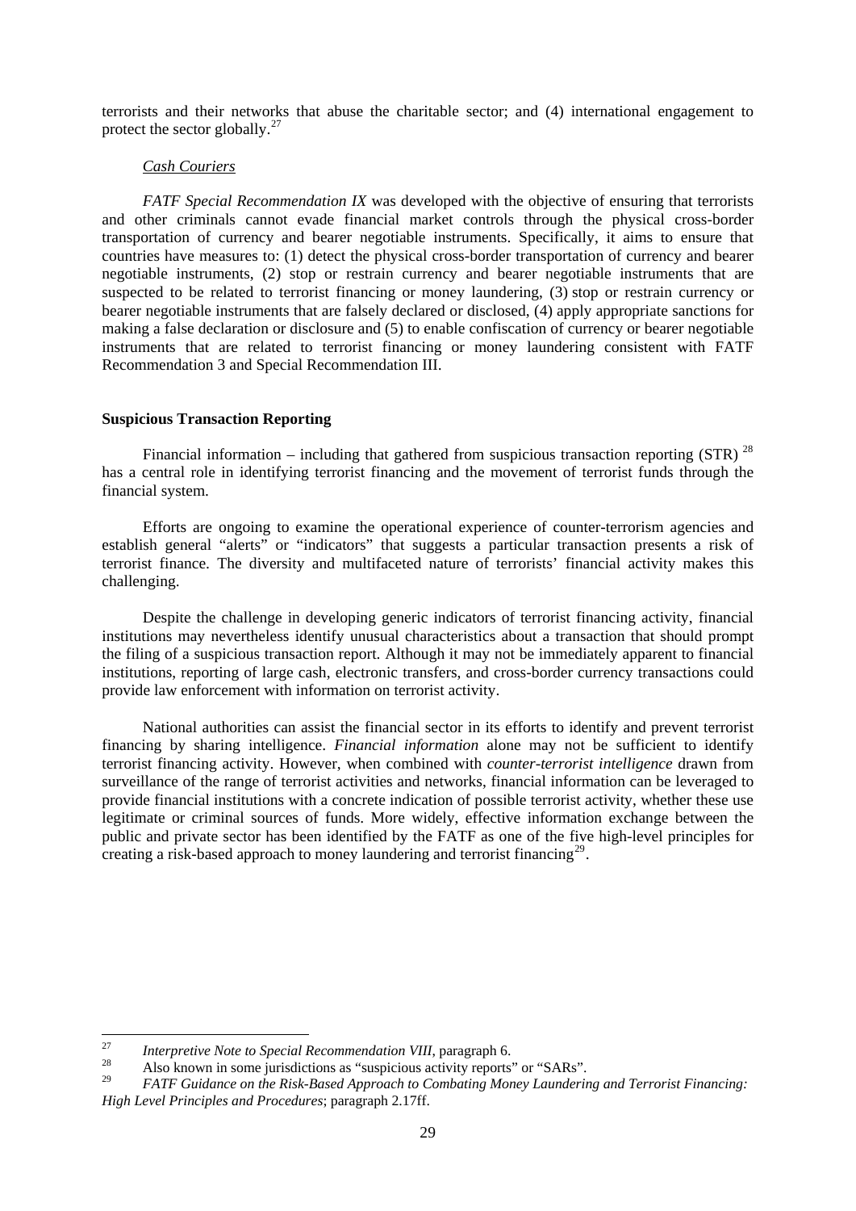terrorists and their networks that abuse the charitable sector; and (4) international engagement to protect the sector globally.[27]

*Cash Couriers*

*FATF Special Recommendation IX* was developed with the objective of ensuring that terrorists and other criminals cannot evade financial market controls through the physical cross-border transportation of currency and bearer negotiable instruments. Specifically, it aims to ensure that countries have measures to: (1) detect the physical cross-border transportation of currency and bearer negotiable instruments, (2) stop or restrain currency and bearer negotiable instruments that are suspected to be related to terrorist financing or money laundering, (3) stop or restrain currency or bearer negotiable instruments that are falsely declared or disclosed, (4) apply appropriate sanctions for making a false declaration or disclosure and (5) to enable confiscation of currency or bearer negotiable instruments that are related to terrorist financing or money laundering consistent with FATF Recommendation 3 and Special Recommendation III.

**Suspicious Transaction Reporting**

Financial information – including that gathered from suspicious transaction reporting (STR) [28] has a central role in identifying terrorist financing and the movement of terrorist funds through the financial system.

Efforts are ongoing to examine the operational experience of counter-terrorism agencies and establish general "alerts" or "indicators" that suggests a particular transaction presents a risk of terrorist finance. The diversity and multifaceted nature of terrorists' financial activity makes this challenging.

Despite the challenge in developing generic indicators of terrorist financing activity, financial institutions may nevertheless identify unusual characteristics about a transaction that should prompt the filing of a suspicious transaction report. Although it may not be immediately apparent to financial institutions, reporting of large cash, electronic transfers, and cross-border currency transactions could provide law enforcement with information on terrorist activity.

National authorities can assist the financial sector in its efforts to identify and prevent terrorist financing by sharing intelligence. *Financial information* alone may not be sufficient to identify terrorist financing activity. However, when combined with *counter-terrorist intelligence* drawn from surveillance of the range of terrorist activities and networks, financial information can be leveraged to provide financial institutions with a concrete indication of possible terrorist activity, whether these use legitimate or criminal sources of funds. More widely, effective information exchange between the public and private sector has been identified by the FATF as one of the five high-level principles for creating a risk-based approach to money laundering and terrorist financing[29].

---

[27] *Interpretive Note to Special Recommendation VIII*, paragraph 6.

[28] Also known in some jurisdictions as "suspicious activity reports" or "SARs".

[29] *FATF Guidance on the Risk-Based Approach to Combating Money Laundering and Terrorist Financing: High Level Principles and Procedures*; paragraph 2.17ff.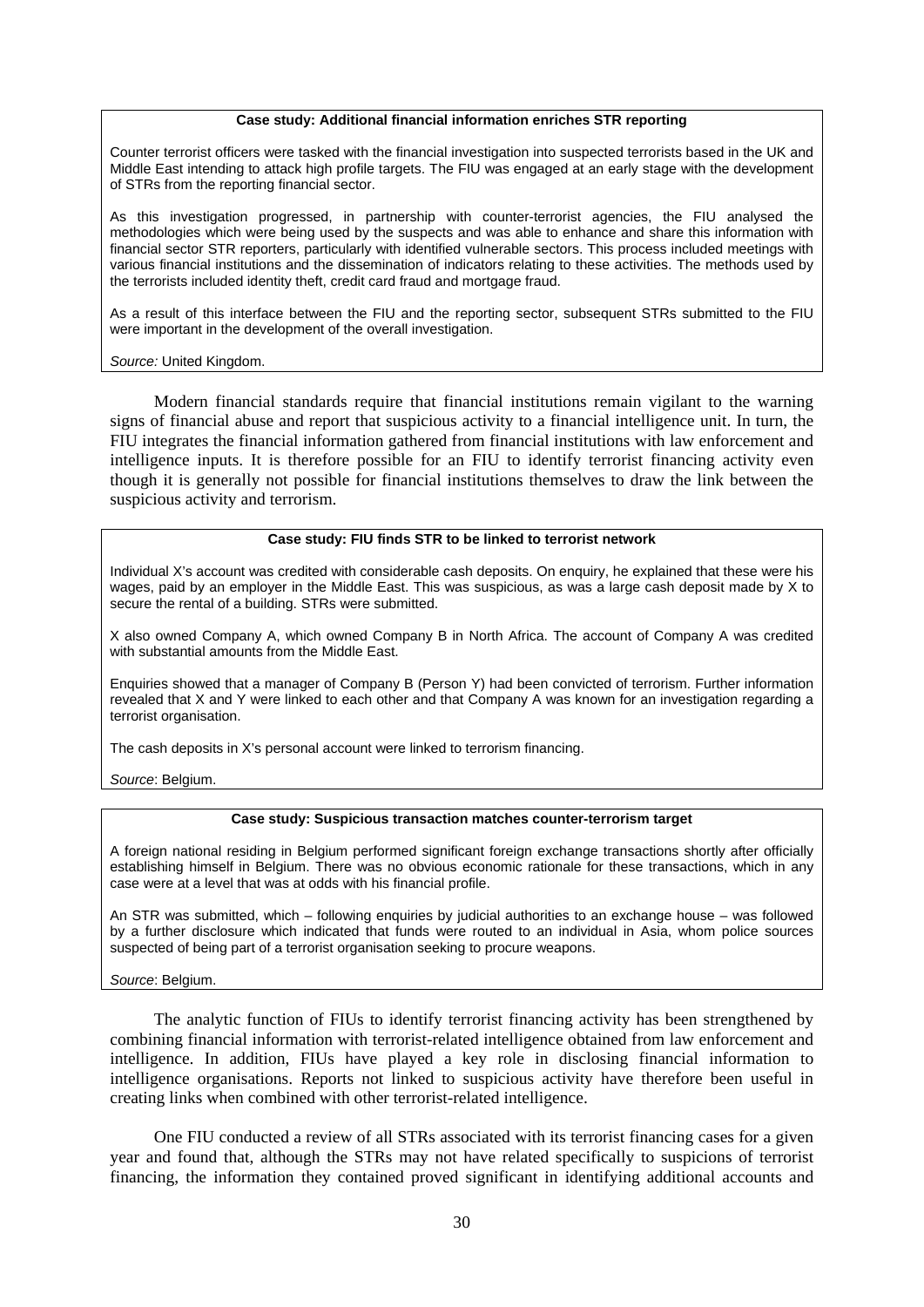**Case study: Additional financial information enriches STR reporting**

Counter terrorist officers were tasked with the financial investigation into suspected terrorists based in the UK and Middle East intending to attack high profile targets. The FIU was engaged at an early stage with the development of STRs from the reporting financial sector.

As this investigation progressed, in partnership with counter-terrorist agencies, the FIU analysed the methodologies which were being used by the suspects and was able to enhance and share this information with financial sector STR reporters, particularly with identified vulnerable sectors. This process included meetings with various financial institutions and the dissemination of indicators relating to these activities. The methods used by the terrorists included identity theft, credit card fraud and mortgage fraud.

As a result of this interface between the FIU and the reporting sector, subsequent STRs submitted to the FIU were important in the development of the overall investigation.

*Source:* United Kingdom.

Modern financial standards require that financial institutions remain vigilant to the warning signs of financial abuse and report that suspicious activity to a financial intelligence unit. In turn, the FIU integrates the financial information gathered from financial institutions with law enforcement and intelligence inputs. It is therefore possible for an FIU to identify terrorist financing activity even though it is generally not possible for financial institutions themselves to draw the link between the suspicious activity and terrorism.

**Case study: FIU finds STR to be linked to terrorist network**

Individual X's account was credited with considerable cash deposits. On enquiry, he explained that these were his wages, paid by an employer in the Middle East. This was suspicious, as was a large cash deposit made by X to secure the rental of a building. STRs were submitted.

X also owned Company A, which owned Company B in North Africa. The account of Company A was credited with substantial amounts from the Middle East.

Enquiries showed that a manager of Company B (Person Y) had been convicted of terrorism. Further information revealed that X and Y were linked to each other and that Company A was known for an investigation regarding a terrorist organisation.

The cash deposits in X's personal account were linked to terrorism financing.

*Source*: Belgium.

**Case study: Suspicious transaction matches counter-terrorism target**

A foreign national residing in Belgium performed significant foreign exchange transactions shortly after officially establishing himself in Belgium. There was no obvious economic rationale for these transactions, which in any case were at a level that was at odds with his financial profile.

An STR was submitted, which – following enquiries by judicial authorities to an exchange house – was followed by a further disclosure which indicated that funds were routed to an individual in Asia, whom police sources suspected of being part of a terrorist organisation seeking to procure weapons.

*Source*: Belgium.

The analytic function of FIUs to identify terrorist financing activity has been strengthened by combining financial information with terrorist-related intelligence obtained from law enforcement and intelligence. In addition, FIUs have played a key role in disclosing financial information to intelligence organisations. Reports not linked to suspicious activity have therefore been useful in creating links when combined with other terrorist-related intelligence.

One FIU conducted a review of all STRs associated with its terrorist financing cases for a given year and found that, although the STRs may not have related specifically to suspicions of terrorist financing, the information they contained proved significant in identifying additional accounts and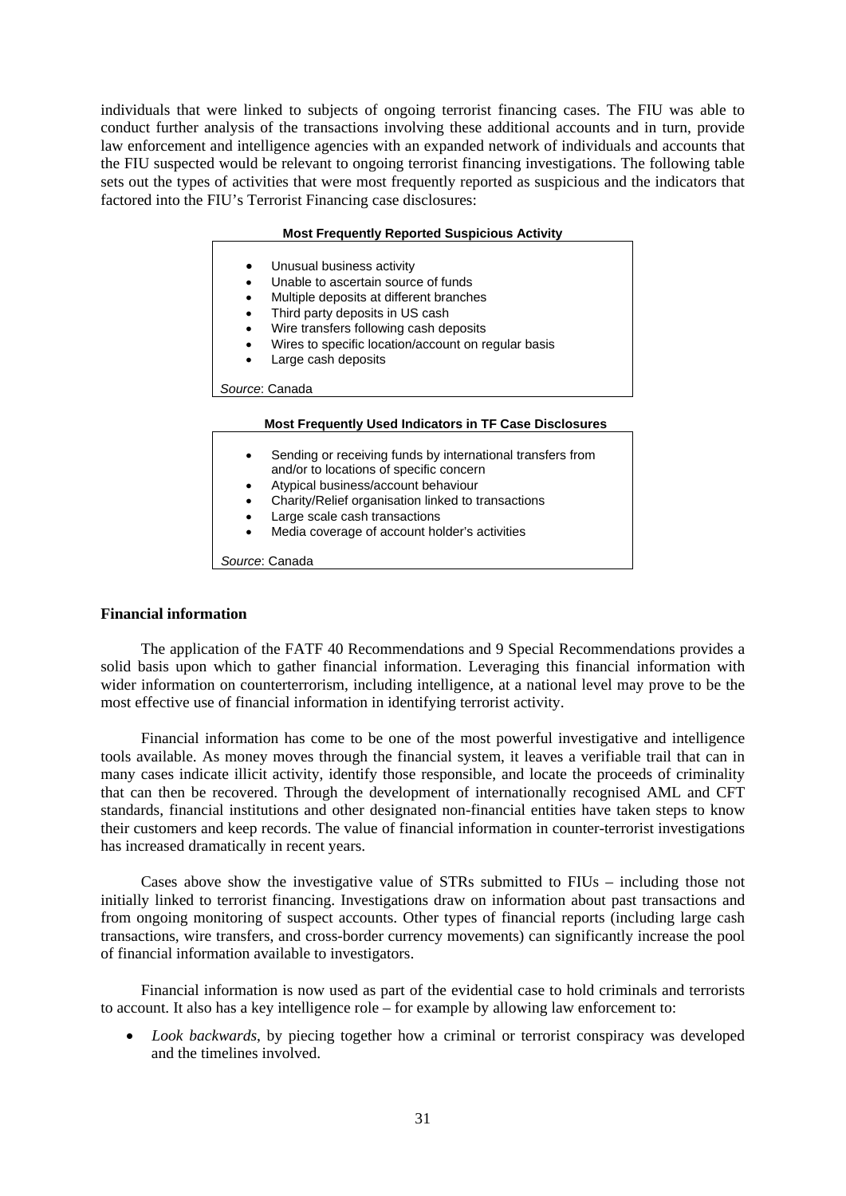individuals that were linked to subjects of ongoing terrorist financing cases. The FIU was able to conduct further analysis of the transactions involving these additional accounts and in turn, provide law enforcement and intelligence agencies with an expanded network of individuals and accounts that the FIU suspected would be relevant to ongoing terrorist financing investigations. The following table sets out the types of activities that were most frequently reported as suspicious and the indicators that factored into the FIU's Terrorist Financing case disclosures:

**Most Frequently Reported Suspicious Activity**

- Unusual business activity
- Unable to ascertain source of funds
- Multiple deposits at different branches
- Third party deposits in US cash
- Wire transfers following cash deposits
- Wires to specific location/account on regular basis
- Large cash deposits

*Source*: Canada

**Most Frequently Used Indicators in TF Case Disclosures**

- Sending or receiving funds by international transfers from and/or to locations of specific concern
- Atypical business/account behaviour
- Charity/Relief organisation linked to transactions
- Large scale cash transactions
- Media coverage of account holder's activities

*Source*: Canada

**Financial information**

The application of the FATF 40 Recommendations and 9 Special Recommendations provides a solid basis upon which to gather financial information. Leveraging this financial information with wider information on counterterrorism, including intelligence, at a national level may prove to be the most effective use of financial information in identifying terrorist activity.

Financial information has come to be one of the most powerful investigative and intelligence tools available. As money moves through the financial system, it leaves a verifiable trail that can in many cases indicate illicit activity, identify those responsible, and locate the proceeds of criminality that can then be recovered. Through the development of internationally recognised AML and CFT standards, financial institutions and other designated non-financial entities have taken steps to know their customers and keep records. The value of financial information in counter-terrorist investigations has increased dramatically in recent years.

Cases above show the investigative value of STRs submitted to FIUs – including those not initially linked to terrorist financing. Investigations draw on information about past transactions and from ongoing monitoring of suspect accounts. Other types of financial reports (including large cash transactions, wire transfers, and cross-border currency movements) can significantly increase the pool of financial information available to investigators.

Financial information is now used as part of the evidential case to hold criminals and terrorists to account. It also has a key intelligence role – for example by allowing law enforcement to:

- *Look backwards*, by piecing together how a criminal or terrorist conspiracy was developed and the timelines involved.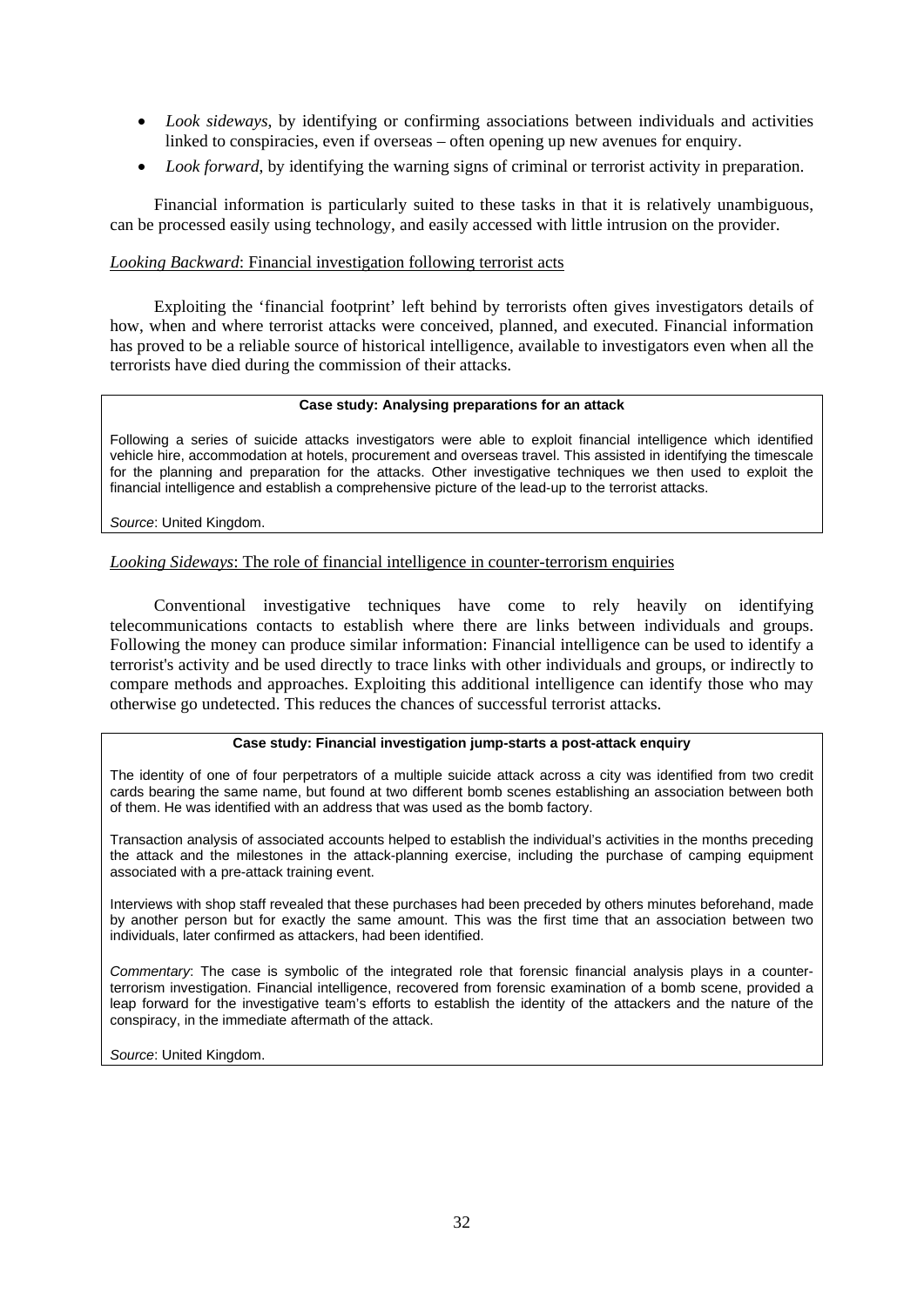- *Look sideways*, by identifying or confirming associations between individuals and activities linked to conspiracies, even if overseas – often opening up new avenues for enquiry.
- *Look forward*, by identifying the warning signs of criminal or terrorist activity in preparation.

Financial information is particularly suited to these tasks in that it is relatively unambiguous, can be processed easily using technology, and easily accessed with little intrusion on the provider.

*Looking Backward*: Financial investigation following terrorist acts

Exploiting the 'financial footprint' left behind by terrorists often gives investigators details of how, when and where terrorist attacks were conceived, planned, and executed. Financial information has proved to be a reliable source of historical intelligence, available to investigators even when all the terrorists have died during the commission of their attacks.

> **Case study: Analysing preparations for an attack**
>
> Following a series of suicide attacks investigators were able to exploit financial intelligence which identified vehicle hire, accommodation at hotels, procurement and overseas travel. This assisted in identifying the timescale for the planning and preparation for the attacks. Other investigative techniques we then used to exploit the financial intelligence and establish a comprehensive picture of the lead-up to the terrorist attacks.
>
> *Source*: United Kingdom.

*Looking Sideways*: The role of financial intelligence in counter-terrorism enquiries

Conventional investigative techniques have come to rely heavily on identifying telecommunications contacts to establish where there are links between individuals and groups. Following the money can produce similar information: Financial intelligence can be used to identify a terrorist's activity and be used directly to trace links with other individuals and groups, or indirectly to compare methods and approaches. Exploiting this additional intelligence can identify those who may otherwise go undetected. This reduces the chances of successful terrorist attacks.

> **Case study: Financial investigation jump-starts a post-attack enquiry**
>
> The identity of one of four perpetrators of a multiple suicide attack across a city was identified from two credit cards bearing the same name, but found at two different bomb scenes establishing an association between both of them. He was identified with an address that was used as the bomb factory.
>
> Transaction analysis of associated accounts helped to establish the individual's activities in the months preceding the attack and the milestones in the attack-planning exercise, including the purchase of camping equipment associated with a pre-attack training event.
>
> Interviews with shop staff revealed that these purchases had been preceded by others minutes beforehand, made by another person but for exactly the same amount. This was the first time that an association between two individuals, later confirmed as attackers, had been identified.
>
> *Commentary*: The case is symbolic of the integrated role that forensic financial analysis plays in a counter-terrorism investigation. Financial intelligence, recovered from forensic examination of a bomb scene, provided a leap forward for the investigative team's efforts to establish the identity of the attackers and the nature of the conspiracy, in the immediate aftermath of the attack.
>
> *Source*: United Kingdom.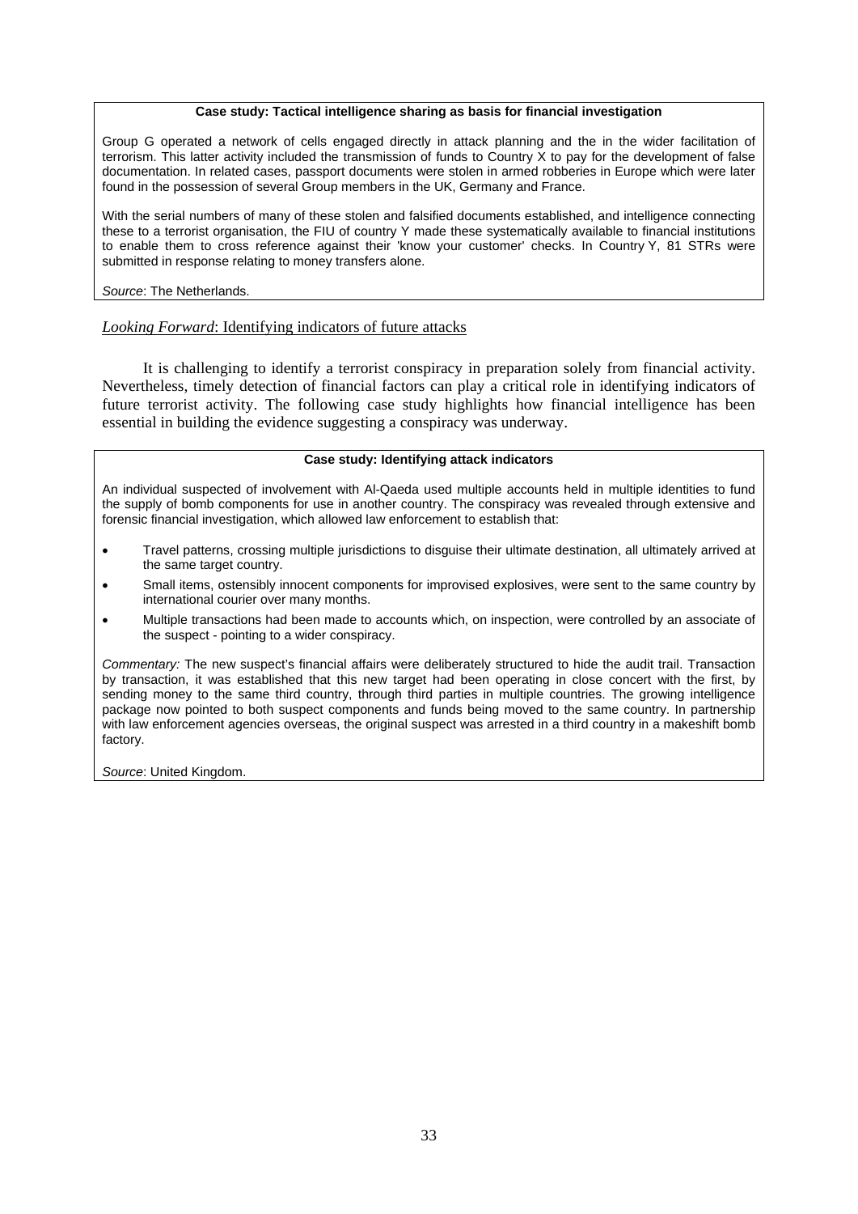**Case study: Tactical intelligence sharing as basis for financial investigation**

Group G operated a network of cells engaged directly in attack planning and the in the wider facilitation of terrorism. This latter activity included the transmission of funds to Country X to pay for the development of false documentation. In related cases, passport documents were stolen in armed robberies in Europe which were later found in the possession of several Group members in the UK, Germany and France.

With the serial numbers of many of these stolen and falsified documents established, and intelligence connecting these to a terrorist organisation, the FIU of country Y made these systematically available to financial institutions to enable them to cross reference against their 'know your customer' checks. In Country Y, 81 STRs were submitted in response relating to money transfers alone.

*Source*: The Netherlands.

*Looking Forward*: Identifying indicators of future attacks

It is challenging to identify a terrorist conspiracy in preparation solely from financial activity. Nevertheless, timely detection of financial factors can play a critical role in identifying indicators of future terrorist activity. The following case study highlights how financial intelligence has been essential in building the evidence suggesting a conspiracy was underway.

**Case study: Identifying attack indicators**

An individual suspected of involvement with Al-Qaeda used multiple accounts held in multiple identities to fund the supply of bomb components for use in another country. The conspiracy was revealed through extensive and forensic financial investigation, which allowed law enforcement to establish that:

- Travel patterns, crossing multiple jurisdictions to disguise their ultimate destination, all ultimately arrived at the same target country.
- Small items, ostensibly innocent components for improvised explosives, were sent to the same country by international courier over many months.
- Multiple transactions had been made to accounts which, on inspection, were controlled by an associate of the suspect - pointing to a wider conspiracy.

*Commentary:* The new suspect's financial affairs were deliberately structured to hide the audit trail. Transaction by transaction, it was established that this new target had been operating in close concert with the first, by sending money to the same third country, through third parties in multiple countries. The growing intelligence package now pointed to both suspect components and funds being moved to the same country. In partnership with law enforcement agencies overseas, the original suspect was arrested in a third country in a makeshift bomb factory.

*Source*: United Kingdom.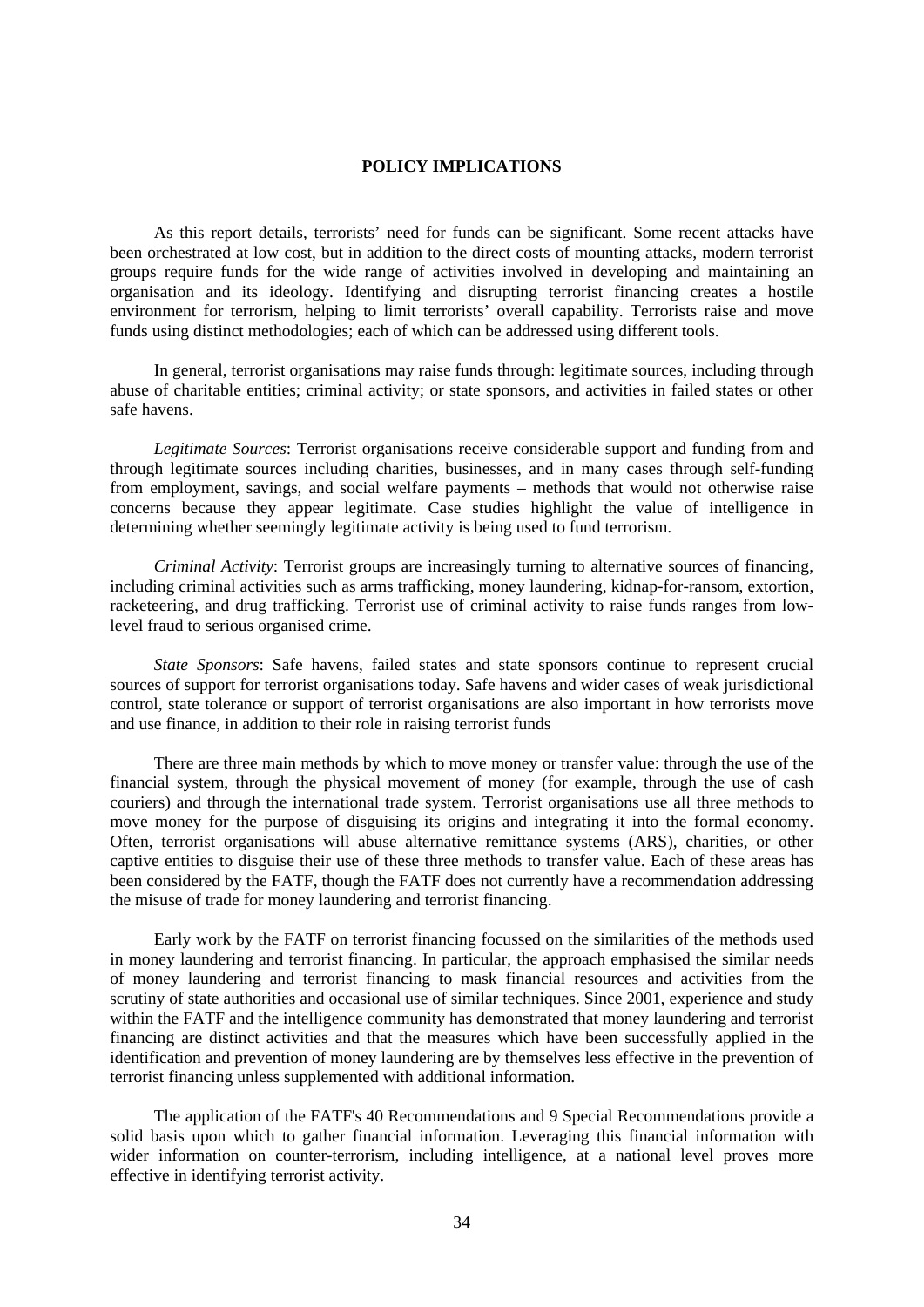## POLICY IMPLICATIONS

As this report details, terrorists' need for funds can be significant. Some recent attacks have been orchestrated at low cost, but in addition to the direct costs of mounting attacks, modern terrorist groups require funds for the wide range of activities involved in developing and maintaining an organisation and its ideology. Identifying and disrupting terrorist financing creates a hostile environment for terrorism, helping to limit terrorists' overall capability. Terrorists raise and move funds using distinct methodologies; each of which can be addressed using different tools.

In general, terrorist organisations may raise funds through: legitimate sources, including through abuse of charitable entities; criminal activity; or state sponsors, and activities in failed states or other safe havens.

*Legitimate Sources*: Terrorist organisations receive considerable support and funding from and through legitimate sources including charities, businesses, and in many cases through self-funding from employment, savings, and social welfare payments – methods that would not otherwise raise concerns because they appear legitimate. Case studies highlight the value of intelligence in determining whether seemingly legitimate activity is being used to fund terrorism.

*Criminal Activity*: Terrorist groups are increasingly turning to alternative sources of financing, including criminal activities such as arms trafficking, money laundering, kidnap-for-ransom, extortion, racketeering, and drug trafficking. Terrorist use of criminal activity to raise funds ranges from low-level fraud to serious organised crime.

*State Sponsors*: Safe havens, failed states and state sponsors continue to represent crucial sources of support for terrorist organisations today. Safe havens and wider cases of weak jurisdictional control, state tolerance or support of terrorist organisations are also important in how terrorists move and use finance, in addition to their role in raising terrorist funds

There are three main methods by which to move money or transfer value: through the use of the financial system, through the physical movement of money (for example, through the use of cash couriers) and through the international trade system. Terrorist organisations use all three methods to move money for the purpose of disguising its origins and integrating it into the formal economy. Often, terrorist organisations will abuse alternative remittance systems (ARS), charities, or other captive entities to disguise their use of these three methods to transfer value. Each of these areas has been considered by the FATF, though the FATF does not currently have a recommendation addressing the misuse of trade for money laundering and terrorist financing.

Early work by the FATF on terrorist financing focussed on the similarities of the methods used in money laundering and terrorist financing. In particular, the approach emphasised the similar needs of money laundering and terrorist financing to mask financial resources and activities from the scrutiny of state authorities and occasional use of similar techniques. Since 2001, experience and study within the FATF and the intelligence community has demonstrated that money laundering and terrorist financing are distinct activities and that the measures which have been successfully applied in the identification and prevention of money laundering are by themselves less effective in the prevention of terrorist financing unless supplemented with additional information.

The application of the FATF's 40 Recommendations and 9 Special Recommendations provide a solid basis upon which to gather financial information. Leveraging this financial information with wider information on counter-terrorism, including intelligence, at a national level proves more effective in identifying terrorist activity.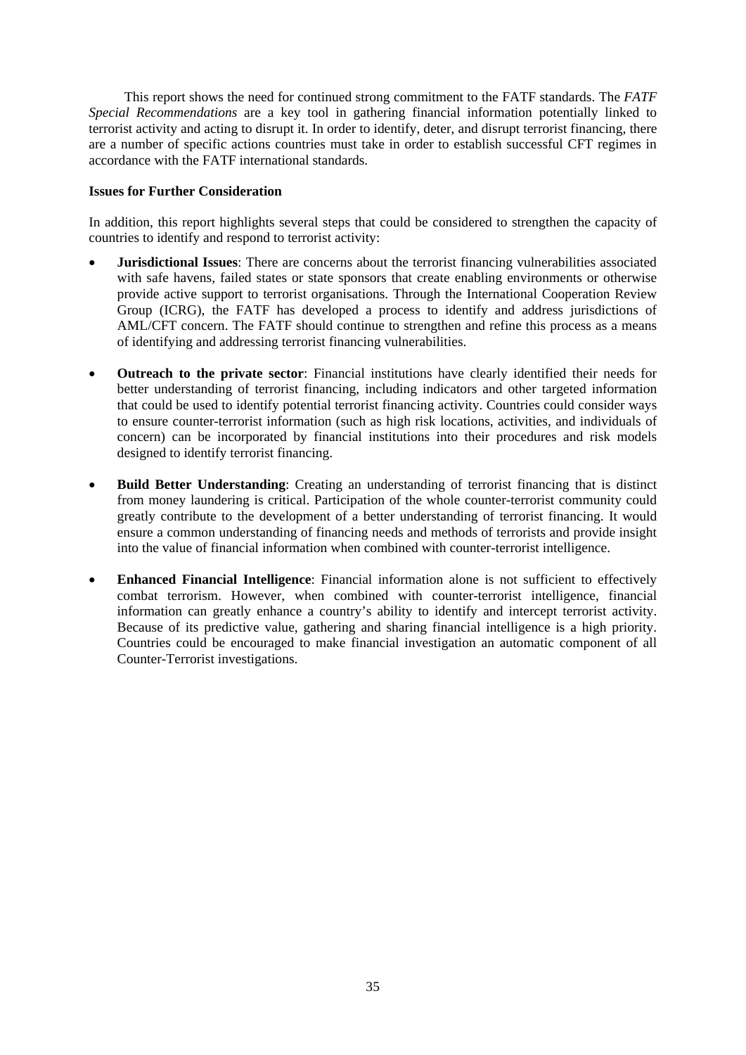This report shows the need for continued strong commitment to the FATF standards. The *FATF Special Recommendations* are a key tool in gathering financial information potentially linked to terrorist activity and acting to disrupt it. In order to identify, deter, and disrupt terrorist financing, there are a number of specific actions countries must take in order to establish successful CFT regimes in accordance with the FATF international standards.

**Issues for Further Consideration**

In addition, this report highlights several steps that could be considered to strengthen the capacity of countries to identify and respond to terrorist activity:

- **Jurisdictional Issues**: There are concerns about the terrorist financing vulnerabilities associated with safe havens, failed states or state sponsors that create enabling environments or otherwise provide active support to terrorist organisations. Through the International Cooperation Review Group (ICRG), the FATF has developed a process to identify and address jurisdictions of AML/CFT concern. The FATF should continue to strengthen and refine this process as a means of identifying and addressing terrorist financing vulnerabilities.

- **Outreach to the private sector**: Financial institutions have clearly identified their needs for better understanding of terrorist financing, including indicators and other targeted information that could be used to identify potential terrorist financing activity. Countries could consider ways to ensure counter-terrorist information (such as high risk locations, activities, and individuals of concern) can be incorporated by financial institutions into their procedures and risk models designed to identify terrorist financing.

- **Build Better Understanding**: Creating an understanding of terrorist financing that is distinct from money laundering is critical. Participation of the whole counter-terrorist community could greatly contribute to the development of a better understanding of terrorist financing. It would ensure a common understanding of financing needs and methods of terrorists and provide insight into the value of financial information when combined with counter-terrorist intelligence.

- **Enhanced Financial Intelligence**: Financial information alone is not sufficient to effectively combat terrorism. However, when combined with counter-terrorist intelligence, financial information can greatly enhance a country's ability to identify and intercept terrorist activity. Because of its predictive value, gathering and sharing financial intelligence is a high priority. Countries could be encouraged to make financial investigation an automatic component of all Counter-Terrorist investigations.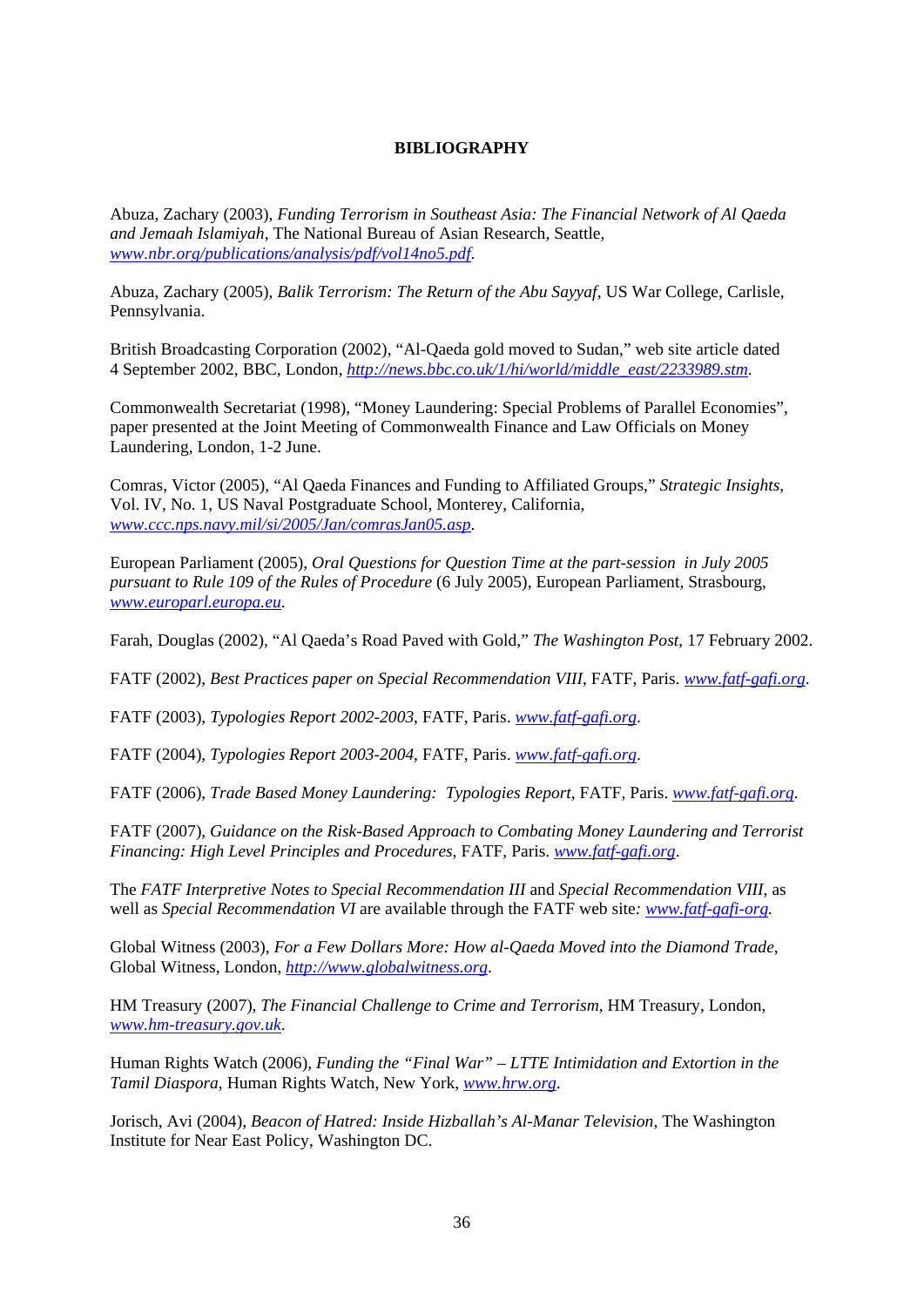**BIBLIOGRAPHY**

Abuza, Zachary (2003), *Funding Terrorism in Southeast Asia: The Financial Network of Al Qaeda and Jemaah Islamiyah*, The National Bureau of Asian Research, Seattle, *www.nbr.org/publications/analysis/pdf/vol14no5.pdf*.

Abuza, Zachary (2005), *Balik Terrorism: The Return of the Abu Sayyaf*, US War College, Carlisle, Pennsylvania.

British Broadcasting Corporation (2002), "Al-Qaeda gold moved to Sudan," web site article dated 4 September 2002, BBC, London, *http://news.bbc.co.uk/1/hi/world/middle_east/2233989.stm*.

Commonwealth Secretariat (1998), "Money Laundering: Special Problems of Parallel Economies", paper presented at the Joint Meeting of Commonwealth Finance and Law Officials on Money Laundering, London, 1-2 June.

Comras, Victor (2005), "Al Qaeda Finances and Funding to Affiliated Groups," *Strategic Insights*, Vol. IV, No. 1, US Naval Postgraduate School, Monterey, California, *www.ccc.nps.navy.mil/si/2005/Jan/comrasJan05.asp*.

European Parliament (2005), *Oral Questions for Question Time at the part-session in July 2005 pursuant to Rule 109 of the Rules of Procedure* (6 July 2005), European Parliament, Strasbourg, *www.europarl.europa.eu*.

Farah, Douglas (2002), "Al Qaeda's Road Paved with Gold," *The Washington Post*, 17 February 2002.

FATF (2002), *Best Practices paper on Special Recommendation VIII*, FATF, Paris. *www.fatf-gafi.org*.

FATF (2003), *Typologies Report 2002-2003*, FATF, Paris. *www.fatf-gafi.org*.

FATF (2004), *Typologies Report 2003-2004*, FATF, Paris. *www.fatf-gafi.org*.

FATF (2006), *Trade Based Money Laundering: Typologies Report*, FATF, Paris. *www.fatf-gafi.org*.

FATF (2007), *Guidance on the Risk-Based Approach to Combating Money Laundering and Terrorist Financing: High Level Principles and Procedures*, FATF, Paris. *www.fatf-gafi.org*.

The *FATF Interpretive Notes to Special Recommendation III* and *Special Recommendation VIII*, as well as *Special Recommendation VI* are available through the FATF web site: *www.fatf-gafi-org*.

Global Witness (2003), *For a Few Dollars More: How al-Qaeda Moved into the Diamond Trade*, Global Witness, London, *http://www.globalwitness.org*.

HM Treasury (2007), *The Financial Challenge to Crime and Terrorism*, HM Treasury, London, *www.hm-treasury.gov.uk*.

Human Rights Watch (2006), *Funding the "Final War" – LTTE Intimidation and Extortion in the Tamil Diaspora*, Human Rights Watch, New York, *www.hrw.org*.

Jorisch, Avi (2004), *Beacon of Hatred: Inside Hizballah's Al-Manar Television*, The Washington Institute for Near East Policy, Washington DC.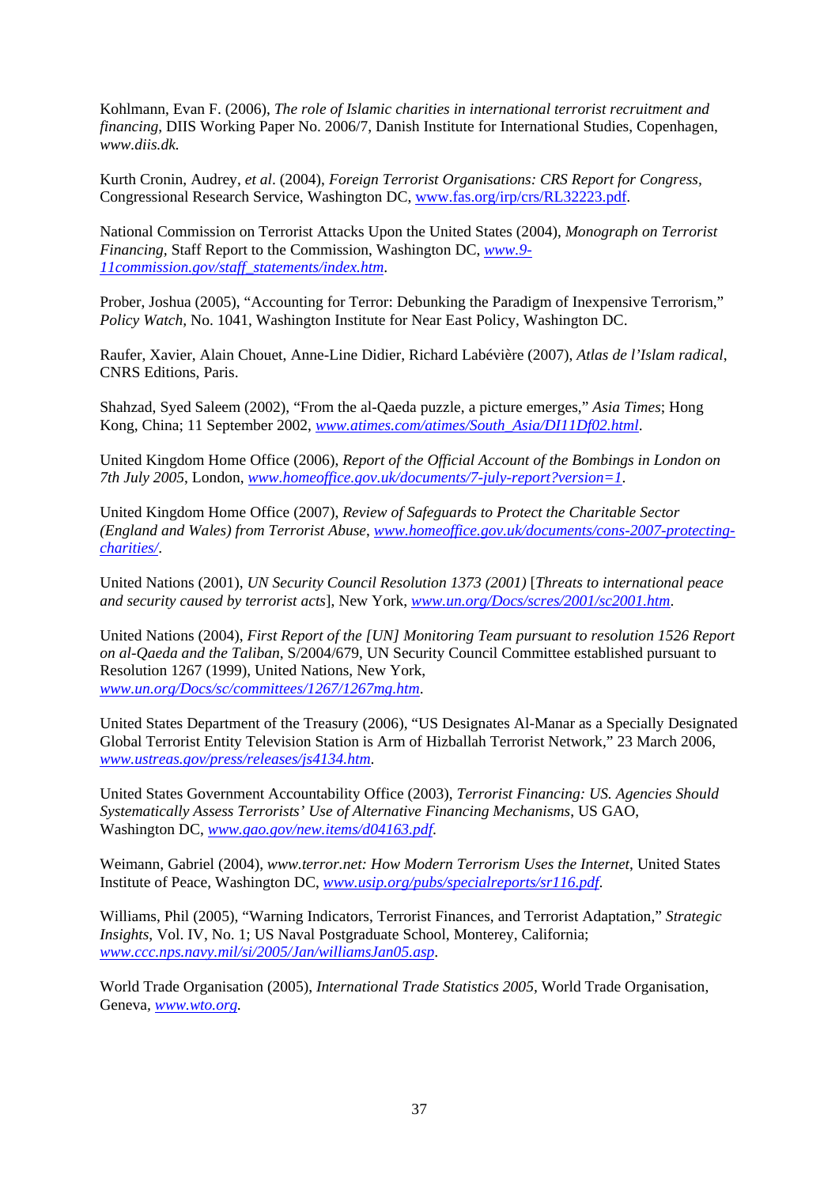Kohlmann, Evan F. (2006), *The role of Islamic charities in international terrorist recruitment and financing*, DIIS Working Paper No. 2006/7, Danish Institute for International Studies, Copenhagen, *www.diis.dk.*

Kurth Cronin, Audrey, *et al*. (2004), *Foreign Terrorist Organisations: CRS Report for Congress*, Congressional Research Service, Washington DC, www.fas.org/irp/crs/RL32223.pdf.

National Commission on Terrorist Attacks Upon the United States (2004), *Monograph on Terrorist Financing*, Staff Report to the Commission, Washington DC, *www.9-11commission.gov/staff_statements/index.htm*.

Prober, Joshua (2005), "Accounting for Terror: Debunking the Paradigm of Inexpensive Terrorism," *Policy Watch*, No. 1041, Washington Institute for Near East Policy, Washington DC.

Raufer, Xavier, Alain Chouet, Anne-Line Didier, Richard Labévière (2007), *Atlas de l'Islam radical*, CNRS Editions, Paris.

Shahzad, Syed Saleem (2002), "From the al-Qaeda puzzle, a picture emerges," *Asia Times*; Hong Kong, China; 11 September 2002, *www.atimes.com/atimes/South_Asia/DI11Df02.html*.

United Kingdom Home Office (2006), *Report of the Official Account of the Bombings in London on 7th July 2005*, London, *www.homeoffice.gov.uk/documents/7-july-report?version=1*.

United Kingdom Home Office (2007), *Review of Safeguards to Protect the Charitable Sector (England and Wales) from Terrorist Abuse*, *www.homeoffice.gov.uk/documents/cons-2007-protecting-charities/*.

United Nations (2001), *UN Security Council Resolution 1373 (2001)* [*Threats to international peace and security caused by terrorist acts*], New York, *www.un.org/Docs/scres/2001/sc2001.htm*.

United Nations (2004), *First Report of the [UN] Monitoring Team pursuant to resolution 1526 Report on al-Qaeda and the Taliban*, S/2004/679, UN Security Council Committee established pursuant to Resolution 1267 (1999), United Nations, New York, *www.un.org/Docs/sc/committees/1267/1267mg.htm*.

United States Department of the Treasury (2006), "US Designates Al-Manar as a Specially Designated Global Terrorist Entity Television Station is Arm of Hizballah Terrorist Network," 23 March 2006, *www.ustreas.gov/press/releases/js4134.htm*.

United States Government Accountability Office (2003), *Terrorist Financing: US. Agencies Should Systematically Assess Terrorists' Use of Alternative Financing Mechanisms*, US GAO, Washington DC, *www.gao.gov/new.items/d04163.pdf*.

Weimann, Gabriel (2004), *www.terror.net: How Modern Terrorism Uses the Internet*, United States Institute of Peace, Washington DC, *www.usip.org/pubs/specialreports/sr116.pdf*.

Williams, Phil (2005), "Warning Indicators, Terrorist Finances, and Terrorist Adaptation," *Strategic Insights*, Vol. IV, No. 1; US Naval Postgraduate School, Monterey, California; *www.ccc.nps.navy.mil/si/2005/Jan/williamsJan05.asp*.

World Trade Organisation (2005), *International Trade Statistics 2005*, World Trade Organisation, Geneva, *www.wto.org*.